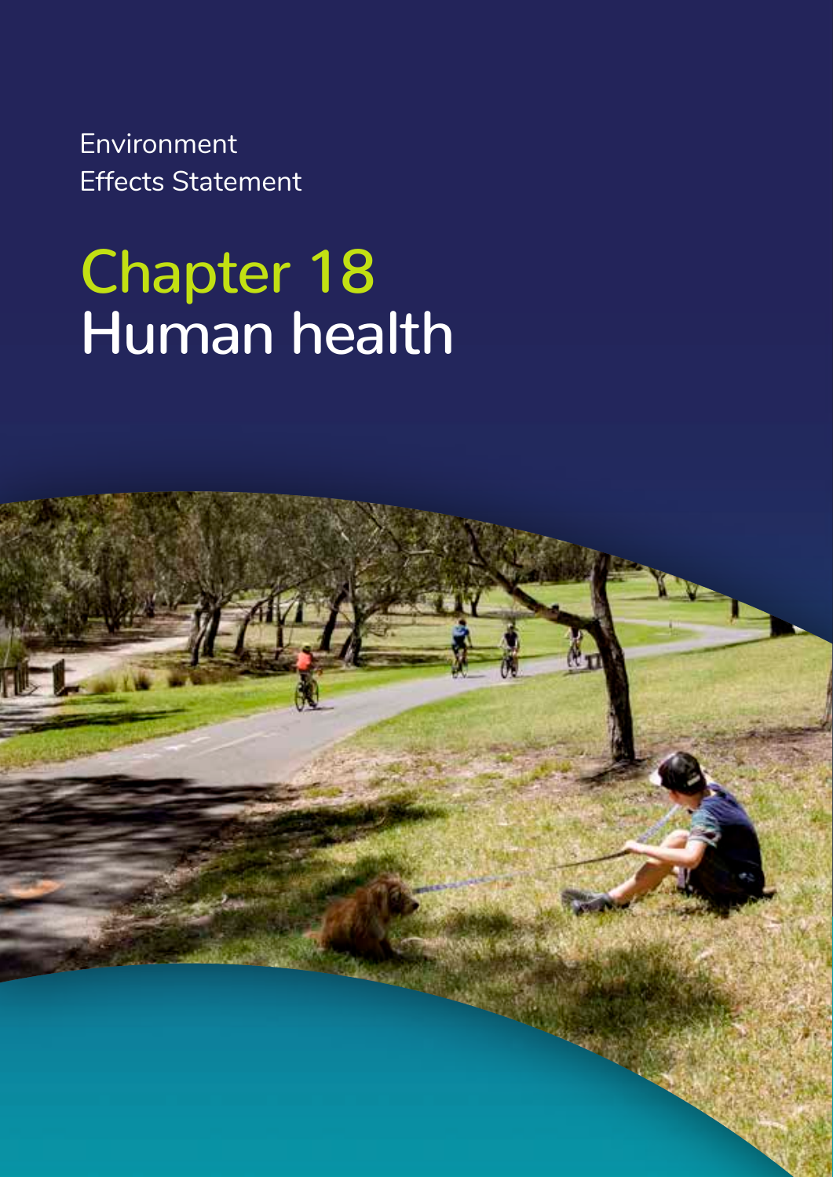Environment
Effects Statement

# Chapter 18
# Human health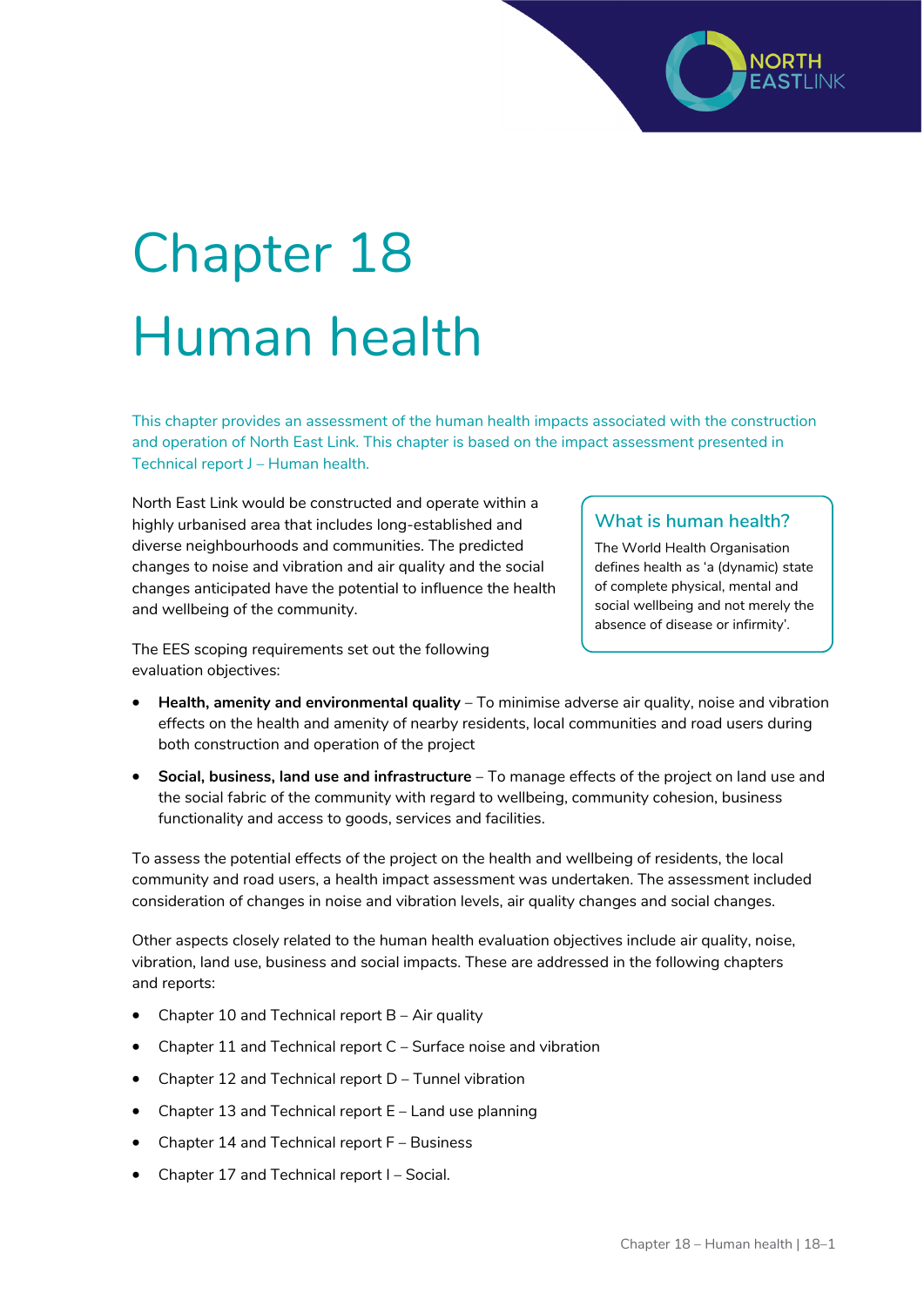# Chapter 18 Human health

This chapter provides an assessment of the human health impacts associated with the construction and operation of North East Link. This chapter is based on the impact assessment presented in Technical report J – Human health.

North East Link would be constructed and operate within a highly urbanised area that includes long-established and diverse neighbourhoods and communities. The predicted changes to noise and vibration and air quality and the social changes anticipated have the potential to influence the health and wellbeing of the community.

### What is human health?

The World Health Organisation defines health as 'a (dynamic) state of complete physical, mental and social wellbeing and not merely the absence of disease or infirmity'.

The EES scoping requirements set out the following evaluation objectives:

- **Health, amenity and environmental quality** – To minimise adverse air quality, noise and vibration effects on the health and amenity of nearby residents, local communities and road users during both construction and operation of the project
- **Social, business, land use and infrastructure** – To manage effects of the project on land use and the social fabric of the community with regard to wellbeing, community cohesion, business functionality and access to goods, services and facilities.

To assess the potential effects of the project on the health and wellbeing of residents, the local community and road users, a health impact assessment was undertaken. The assessment included consideration of changes in noise and vibration levels, air quality changes and social changes.

Other aspects closely related to the human health evaluation objectives include air quality, noise, vibration, land use, business and social impacts. These are addressed in the following chapters and reports:

- Chapter 10 and Technical report B – Air quality
- Chapter 11 and Technical report C – Surface noise and vibration
- Chapter 12 and Technical report D – Tunnel vibration
- Chapter 13 and Technical report E – Land use planning
- Chapter 14 and Technical report F – Business
- Chapter 17 and Technical report I – Social.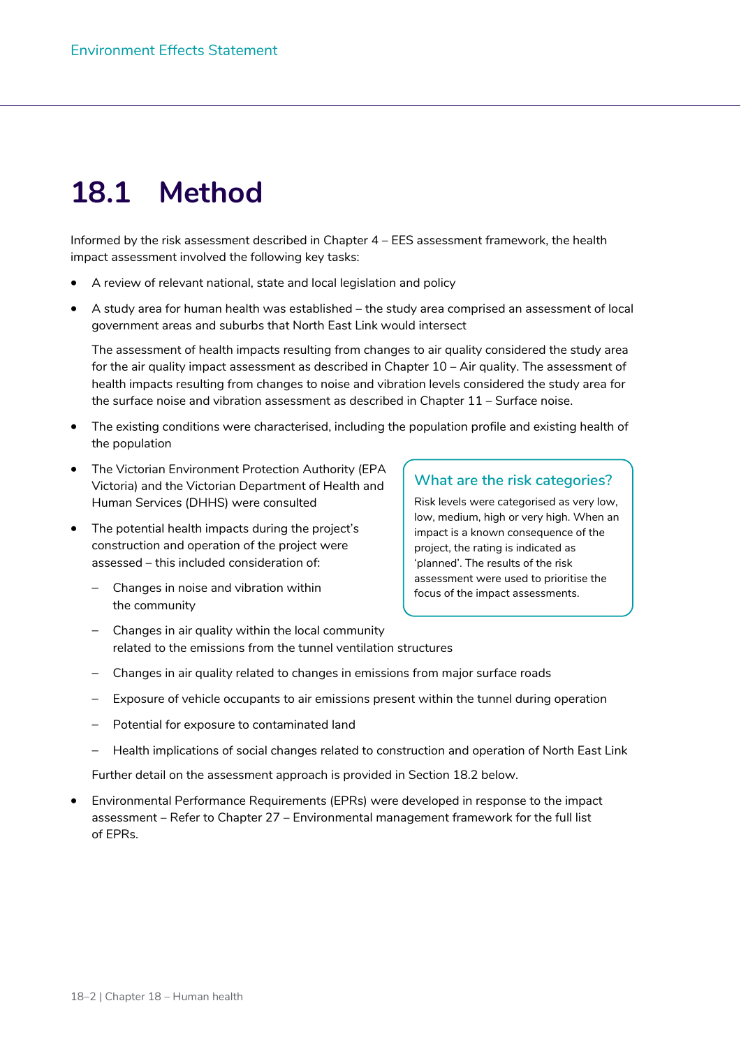## 18.1 Method

Informed by the risk assessment described in Chapter 4 – EES assessment framework, the health impact assessment involved the following key tasks:

- A review of relevant national, state and local legislation and policy
- A study area for human health was established – the study area comprised an assessment of local government areas and suburbs that North East Link would intersect

  The assessment of health impacts resulting from changes to air quality considered the study area for the air quality impact assessment as described in Chapter 10 – Air quality. The assessment of health impacts resulting from changes to noise and vibration levels considered the study area for the surface noise and vibration assessment as described in Chapter 11 – Surface noise.
- The existing conditions were characterised, including the population profile and existing health of the population
- The Victorian Environment Protection Authority (EPA Victoria) and the Victorian Department of Health and Human Services (DHHS) were consulted
- The potential health impacts during the project's construction and operation of the project were assessed – this included consideration of:
  - Changes in noise and vibration within the community
  - Changes in air quality within the local community related to the emissions from the tunnel ventilation structures
  - Changes in air quality related to changes in emissions from major surface roads
  - Exposure of vehicle occupants to air emissions present within the tunnel during operation
  - Potential for exposure to contaminated land
  - Health implications of social changes related to construction and operation of North East Link

  Further detail on the assessment approach is provided in Section 18.2 below.
- Environmental Performance Requirements (EPRs) were developed in response to the impact assessment – Refer to Chapter 27 – Environmental management framework for the full list of EPRs.

### What are the risk categories?

Risk levels were categorised as very low, low, medium, high or very high. When an impact is a known consequence of the project, the rating is indicated as 'planned'. The results of the risk assessment were used to prioritise the focus of the impact assessments.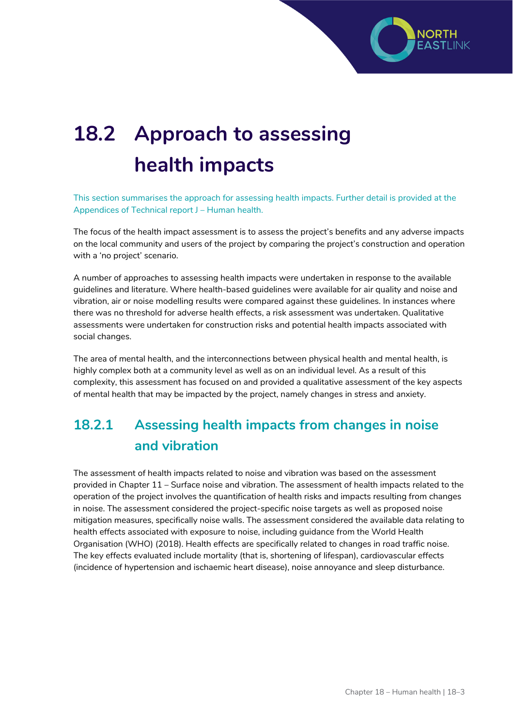# 18.2 Approach to assessing health impacts

This section summarises the approach for assessing health impacts. Further detail is provided at the Appendices of Technical report J – Human health.

The focus of the health impact assessment is to assess the project's benefits and any adverse impacts on the local community and users of the project by comparing the project's construction and operation with a 'no project' scenario.

A number of approaches to assessing health impacts were undertaken in response to the available guidelines and literature. Where health-based guidelines were available for air quality and noise and vibration, air or noise modelling results were compared against these guidelines. In instances where there was no threshold for adverse health effects, a risk assessment was undertaken. Qualitative assessments were undertaken for construction risks and potential health impacts associated with social changes.

The area of mental health, and the interconnections between physical health and mental health, is highly complex both at a community level as well as on an individual level. As a result of this complexity, this assessment has focused on and provided a qualitative assessment of the key aspects of mental health that may be impacted by the project, namely changes in stress and anxiety.

## 18.2.1 Assessing health impacts from changes in noise and vibration

The assessment of health impacts related to noise and vibration was based on the assessment provided in Chapter 11 – Surface noise and vibration. The assessment of health impacts related to the operation of the project involves the quantification of health risks and impacts resulting from changes in noise. The assessment considered the project-specific noise targets as well as proposed noise mitigation measures, specifically noise walls. The assessment considered the available data relating to health effects associated with exposure to noise, including guidance from the World Health Organisation (WHO) (2018). Health effects are specifically related to changes in road traffic noise. The key effects evaluated include mortality (that is, shortening of lifespan), cardiovascular effects (incidence of hypertension and ischaemic heart disease), noise annoyance and sleep disturbance.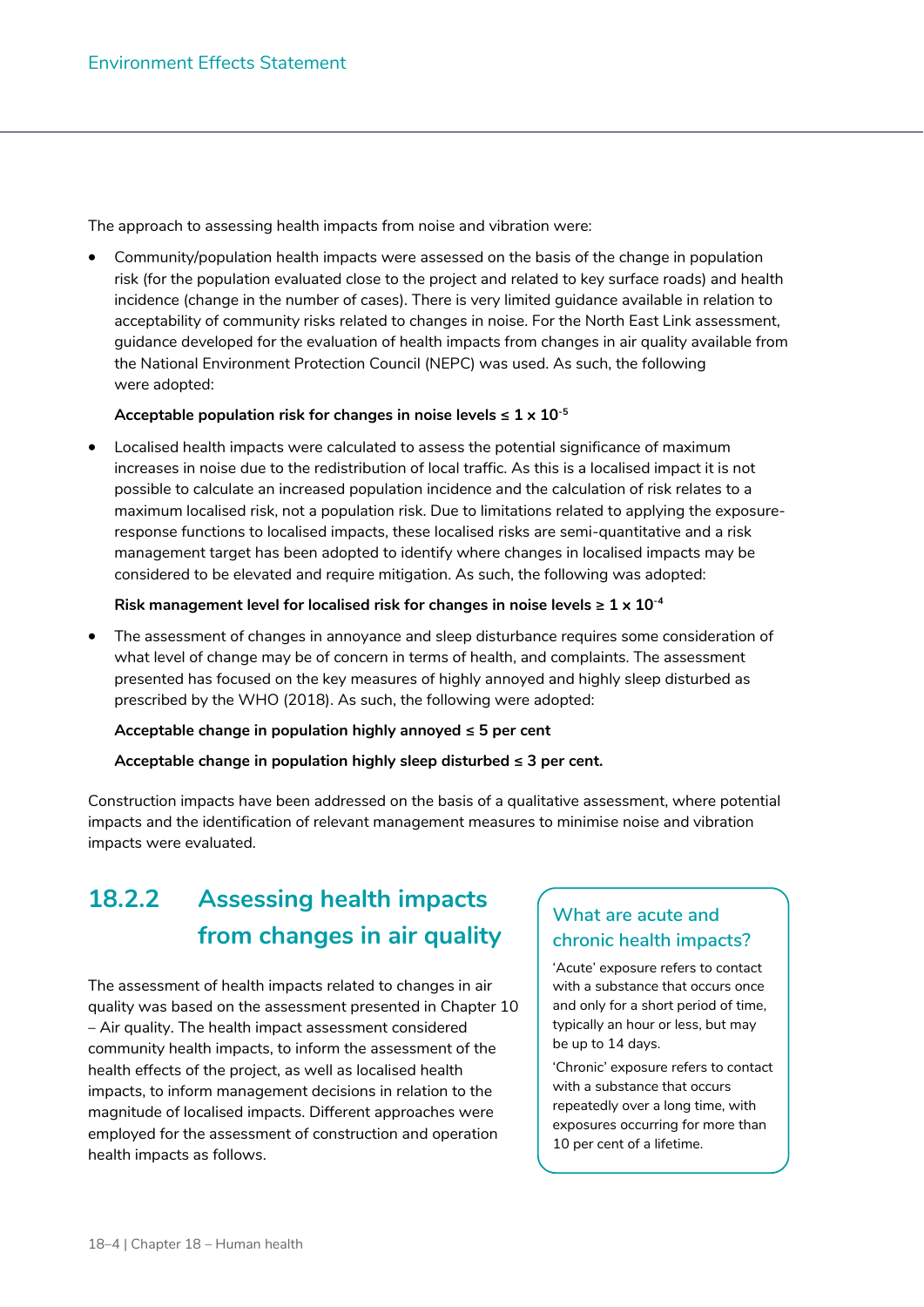The approach to assessing health impacts from noise and vibration were:

- Community/population health impacts were assessed on the basis of the change in population risk (for the population evaluated close to the project and related to key surface roads) and health incidence (change in the number of cases). There is very limited guidance available in relation to acceptability of community risks related to changes in noise. For the North East Link assessment, guidance developed for the evaluation of health impacts from changes in air quality available from the National Environment Protection Council (NEPC) was used. As such, the following were adopted:

  **Acceptable population risk for changes in noise levels ≤ 1 x $10^{-5}$**

- Localised health impacts were calculated to assess the potential significance of maximum increases in noise due to the redistribution of local traffic. As this is a localised impact it is not possible to calculate an increased population incidence and the calculation of risk relates to a maximum localised risk, not a population risk. Due to limitations related to applying the exposure-response functions to localised impacts, these localised risks are semi-quantitative and a risk management target has been adopted to identify where changes in localised impacts may be considered to be elevated and require mitigation. As such, the following was adopted:

  **Risk management level for localised risk for changes in noise levels ≥ 1 x $10^{-4}$**

- The assessment of changes in annoyance and sleep disturbance requires some consideration of what level of change may be of concern in terms of health, and complaints. The assessment presented has focused on the key measures of highly annoyed and highly sleep disturbed as prescribed by the WHO (2018). As such, the following were adopted:

  **Acceptable change in population highly annoyed ≤ 5 per cent**

  **Acceptable change in population highly sleep disturbed ≤ 3 per cent.**

Construction impacts have been addressed on the basis of a qualitative assessment, where potential impacts and the identification of relevant management measures to minimise noise and vibration impacts were evaluated.

## 18.2.2 Assessing health impacts from changes in air quality

The assessment of health impacts related to changes in air quality was based on the assessment presented in Chapter 10 – Air quality. The health impact assessment considered community health impacts, to inform the assessment of the health effects of the project, as well as localised health impacts, to inform management decisions in relation to the magnitude of localised impacts. Different approaches were employed for the assessment of construction and operation health impacts as follows.

### What are acute and chronic health impacts?

'Acute' exposure refers to contact with a substance that occurs once and only for a short period of time, typically an hour or less, but may be up to 14 days.

'Chronic' exposure refers to contact with a substance that occurs repeatedly over a long time, with exposures occurring for more than 10 per cent of a lifetime.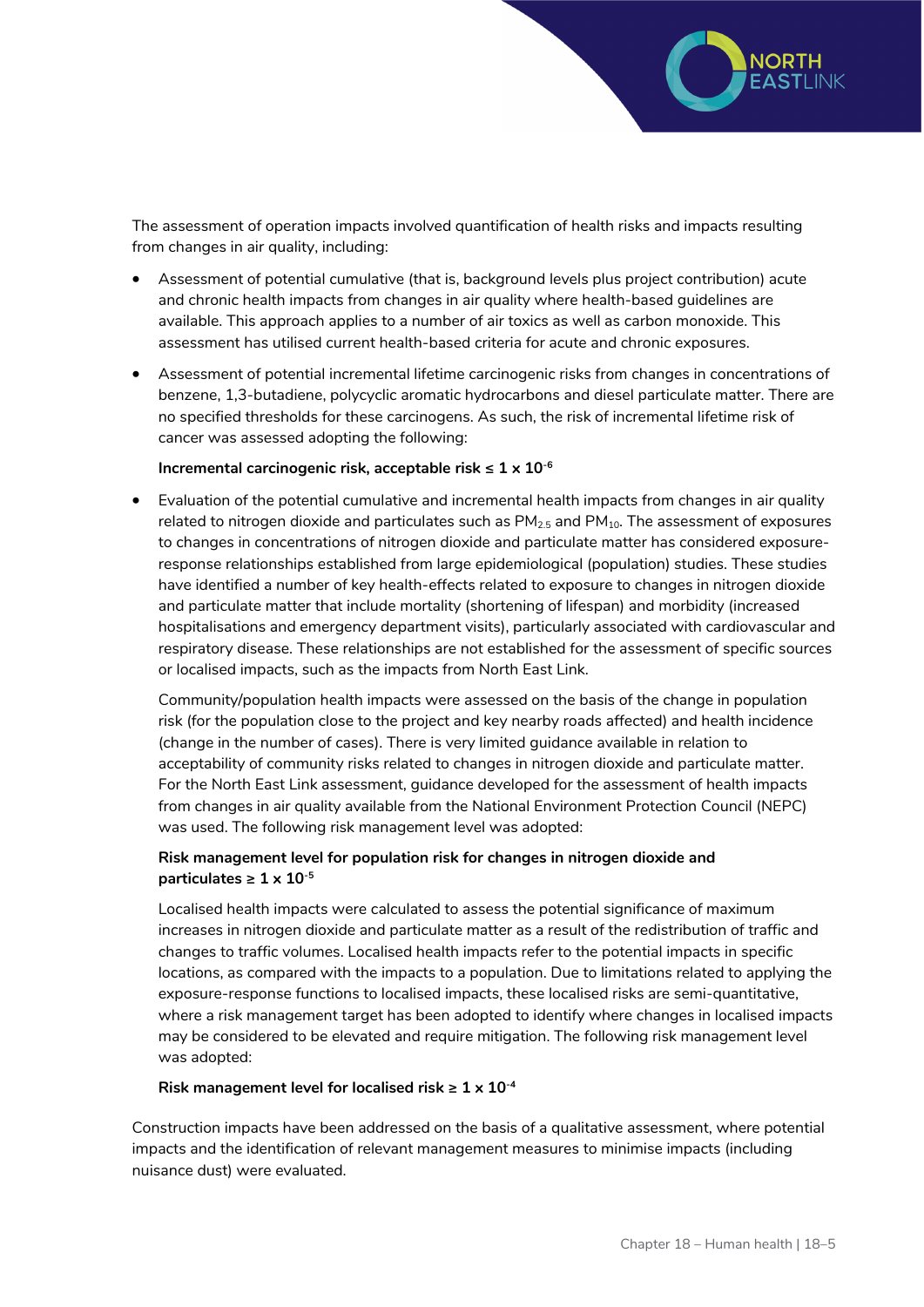The assessment of operation impacts involved quantification of health risks and impacts resulting from changes in air quality, including:

- Assessment of potential cumulative (that is, background levels plus project contribution) acute and chronic health impacts from changes in air quality where health-based guidelines are available. This approach applies to a number of air toxics as well as carbon monoxide. This assessment has utilised current health-based criteria for acute and chronic exposures.
- Assessment of potential incremental lifetime carcinogenic risks from changes in concentrations of benzene, 1,3-butadiene, polycyclic aromatic hydrocarbons and diesel particulate matter. There are no specified thresholds for these carcinogens. As such, the risk of incremental lifetime risk of cancer was assessed adopting the following:

  **Incremental carcinogenic risk, acceptable risk ≤ $1 \times 10^{-6}$**

- Evaluation of the potential cumulative and incremental health impacts from changes in air quality related to nitrogen dioxide and particulates such as $PM_{2.5}$ and $PM_{10}$. The assessment of exposures to changes in concentrations of nitrogen dioxide and particulate matter has considered exposure-response relationships established from large epidemiological (population) studies. These studies have identified a number of key health-effects related to exposure to changes in nitrogen dioxide and particulate matter that include mortality (shortening of lifespan) and morbidity (increased hospitalisations and emergency department visits), particularly associated with cardiovascular and respiratory disease. These relationships are not established for the assessment of specific sources or localised impacts, such as the impacts from North East Link.

  Community/population health impacts were assessed on the basis of the change in population risk (for the population close to the project and key nearby roads affected) and health incidence (change in the number of cases). There is very limited guidance available in relation to acceptability of community risks related to changes in nitrogen dioxide and particulate matter. For the North East Link assessment, guidance developed for the assessment of health impacts from changes in air quality available from the National Environment Protection Council (NEPC) was used. The following risk management level was adopted:

  **Risk management level for population risk for changes in nitrogen dioxide and particulates ≥ $1 \times 10^{-5}$**

  Localised health impacts were calculated to assess the potential significance of maximum increases in nitrogen dioxide and particulate matter as a result of the redistribution of traffic and changes to traffic volumes. Localised health impacts refer to the potential impacts in specific locations, as compared with the impacts to a population. Due to limitations related to applying the exposure-response functions to localised impacts, these localised risks are semi-quantitative, where a risk management target has been adopted to identify where changes in localised impacts may be considered to be elevated and require mitigation. The following risk management level was adopted:

  **Risk management level for localised risk ≥ $1 \times 10^{-4}$**

Construction impacts have been addressed on the basis of a qualitative assessment, where potential impacts and the identification of relevant management measures to minimise impacts (including nuisance dust) were evaluated.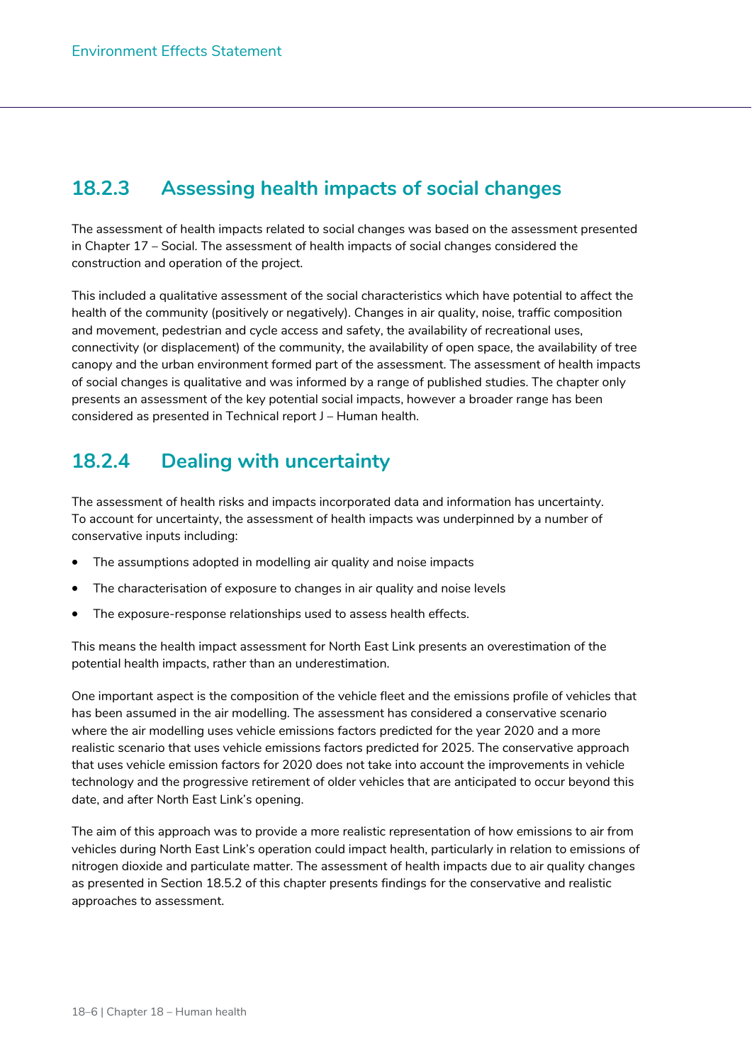### 18.2.3 Assessing health impacts of social changes

The assessment of health impacts related to social changes was based on the assessment presented in Chapter 17 – Social. The assessment of health impacts of social changes considered the construction and operation of the project.

This included a qualitative assessment of the social characteristics which have potential to affect the health of the community (positively or negatively). Changes in air quality, noise, traffic composition and movement, pedestrian and cycle access and safety, the availability of recreational uses, connectivity (or displacement) of the community, the availability of open space, the availability of tree canopy and the urban environment formed part of the assessment. The assessment of health impacts of social changes is qualitative and was informed by a range of published studies. The chapter only presents an assessment of the key potential social impacts, however a broader range has been considered as presented in Technical report J – Human health.

### 18.2.4 Dealing with uncertainty

The assessment of health risks and impacts incorporated data and information has uncertainty. To account for uncertainty, the assessment of health impacts was underpinned by a number of conservative inputs including:

- The assumptions adopted in modelling air quality and noise impacts
- The characterisation of exposure to changes in air quality and noise levels
- The exposure-response relationships used to assess health effects.

This means the health impact assessment for North East Link presents an overestimation of the potential health impacts, rather than an underestimation.

One important aspect is the composition of the vehicle fleet and the emissions profile of vehicles that has been assumed in the air modelling. The assessment has considered a conservative scenario where the air modelling uses vehicle emissions factors predicted for the year 2020 and a more realistic scenario that uses vehicle emissions factors predicted for 2025. The conservative approach that uses vehicle emission factors for 2020 does not take into account the improvements in vehicle technology and the progressive retirement of older vehicles that are anticipated to occur beyond this date, and after North East Link's opening.

The aim of this approach was to provide a more realistic representation of how emissions to air from vehicles during North East Link's operation could impact health, particularly in relation to emissions of nitrogen dioxide and particulate matter. The assessment of health impacts due to air quality changes as presented in Section 18.5.2 of this chapter presents findings for the conservative and realistic approaches to assessment.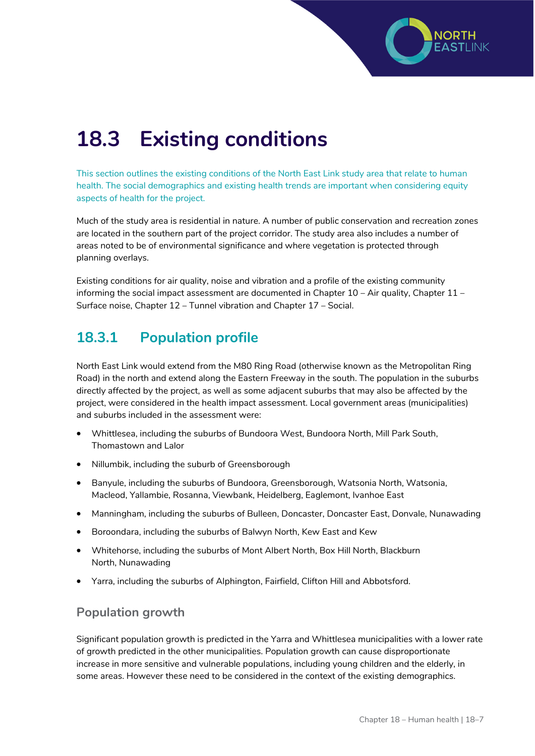# 18.3 Existing conditions

This section outlines the existing conditions of the North East Link study area that relate to human health. The social demographics and existing health trends are important when considering equity aspects of health for the project.

Much of the study area is residential in nature. A number of public conservation and recreation zones are located in the southern part of the project corridor. The study area also includes a number of areas noted to be of environmental significance and where vegetation is protected through planning overlays.

Existing conditions for air quality, noise and vibration and a profile of the existing community informing the social impact assessment are documented in Chapter 10 – Air quality, Chapter 11 – Surface noise, Chapter 12 – Tunnel vibration and Chapter 17 – Social.

## 18.3.1 Population profile

North East Link would extend from the M80 Ring Road (otherwise known as the Metropolitan Ring Road) in the north and extend along the Eastern Freeway in the south. The population in the suburbs directly affected by the project, as well as some adjacent suburbs that may also be affected by the project, were considered in the health impact assessment. Local government areas (municipalities) and suburbs included in the assessment were:

- Whittlesea, including the suburbs of Bundoora West, Bundoora North, Mill Park South, Thomastown and Lalor
- Nillumbik, including the suburb of Greensborough
- Banyule, including the suburbs of Bundoora, Greensborough, Watsonia North, Watsonia, Macleod, Yallambie, Rosanna, Viewbank, Heidelberg, Eaglemont, Ivanhoe East
- Manningham, including the suburbs of Bulleen, Doncaster, Doncaster East, Donvale, Nunawading
- Boroondara, including the suburbs of Balwyn North, Kew East and Kew
- Whitehorse, including the suburbs of Mont Albert North, Box Hill North, Blackburn North, Nunawading
- Yarra, including the suburbs of Alphington, Fairfield, Clifton Hill and Abbotsford.

### Population growth

Significant population growth is predicted in the Yarra and Whittlesea municipalities with a lower rate of growth predicted in the other municipalities. Population growth can cause disproportionate increase in more sensitive and vulnerable populations, including young children and the elderly, in some areas. However these need to be considered in the context of the existing demographics.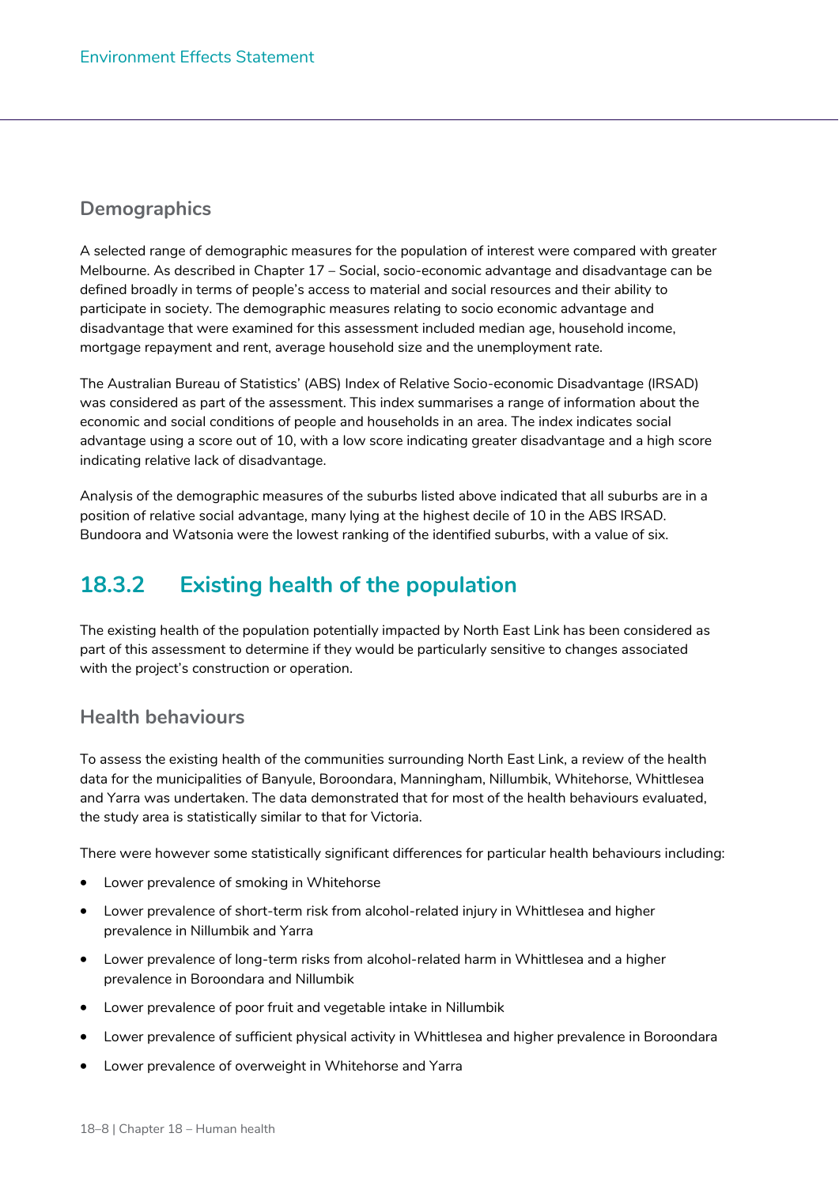### Demographics

A selected range of demographic measures for the population of interest were compared with greater Melbourne. As described in Chapter 17 – Social, socio-economic advantage and disadvantage can be defined broadly in terms of people's access to material and social resources and their ability to participate in society. The demographic measures relating to socio economic advantage and disadvantage that were examined for this assessment included median age, household income, mortgage repayment and rent, average household size and the unemployment rate.

The Australian Bureau of Statistics' (ABS) Index of Relative Socio-economic Disadvantage (IRSAD) was considered as part of the assessment. This index summarises a range of information about the economic and social conditions of people and households in an area. The index indicates social advantage using a score out of 10, with a low score indicating greater disadvantage and a high score indicating relative lack of disadvantage.

Analysis of the demographic measures of the suburbs listed above indicated that all suburbs are in a position of relative social advantage, many lying at the highest decile of 10 in the ABS IRSAD. Bundoora and Watsonia were the lowest ranking of the identified suburbs, with a value of six.

## 18.3.2 Existing health of the population

The existing health of the population potentially impacted by North East Link has been considered as part of this assessment to determine if they would be particularly sensitive to changes associated with the project's construction or operation.

### Health behaviours

To assess the existing health of the communities surrounding North East Link, a review of the health data for the municipalities of Banyule, Boroondara, Manningham, Nillumbik, Whitehorse, Whittlesea and Yarra was undertaken. The data demonstrated that for most of the health behaviours evaluated, the study area is statistically similar to that for Victoria.

There were however some statistically significant differences for particular health behaviours including:

- Lower prevalence of smoking in Whitehorse
- Lower prevalence of short-term risk from alcohol-related injury in Whittlesea and higher prevalence in Nillumbik and Yarra
- Lower prevalence of long-term risks from alcohol-related harm in Whittlesea and a higher prevalence in Boroondara and Nillumbik
- Lower prevalence of poor fruit and vegetable intake in Nillumbik
- Lower prevalence of sufficient physical activity in Whittlesea and higher prevalence in Boroondara
- Lower prevalence of overweight in Whitehorse and Yarra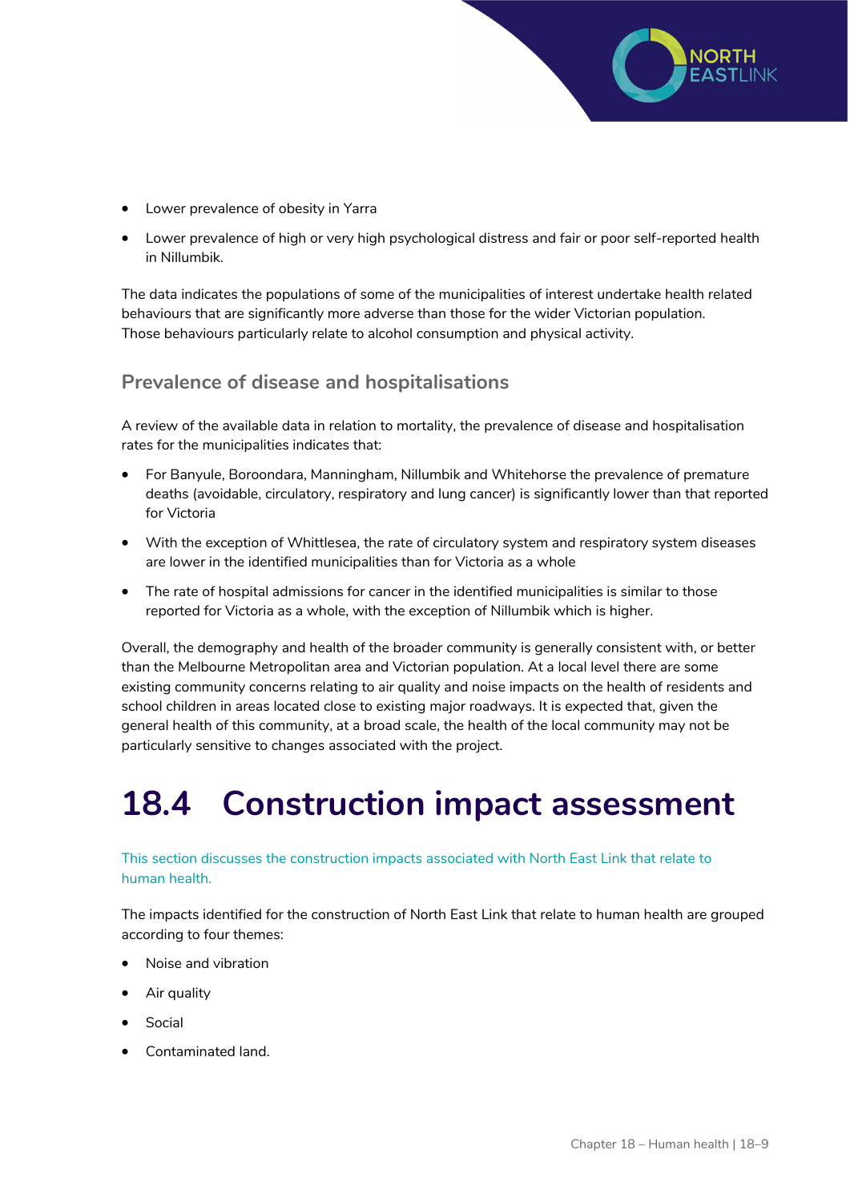- Lower prevalence of obesity in Yarra
- Lower prevalence of high or very high psychological distress and fair or poor self-reported health in Nillumbik.

The data indicates the populations of some of the municipalities of interest undertake health related behaviours that are significantly more adverse than those for the wider Victorian population. Those behaviours particularly relate to alcohol consumption and physical activity.

### Prevalence of disease and hospitalisations

A review of the available data in relation to mortality, the prevalence of disease and hospitalisation rates for the municipalities indicates that:

- For Banyule, Boroondara, Manningham, Nillumbik and Whitehorse the prevalence of premature deaths (avoidable, circulatory, respiratory and lung cancer) is significantly lower than that reported for Victoria
- With the exception of Whittlesea, the rate of circulatory system and respiratory system diseases are lower in the identified municipalities than for Victoria as a whole
- The rate of hospital admissions for cancer in the identified municipalities is similar to those reported for Victoria as a whole, with the exception of Nillumbik which is higher.

Overall, the demography and health of the broader community is generally consistent with, or better than the Melbourne Metropolitan area and Victorian population. At a local level there are some existing community concerns relating to air quality and noise impacts on the health of residents and school children in areas located close to existing major roadways. It is expected that, given the general health of this community, at a broad scale, the health of the local community may not be particularly sensitive to changes associated with the project.

# 18.4 Construction impact assessment

This section discusses the construction impacts associated with North East Link that relate to human health.

The impacts identified for the construction of North East Link that relate to human health are grouped according to four themes:

- Noise and vibration
- Air quality
- Social
- Contaminated land.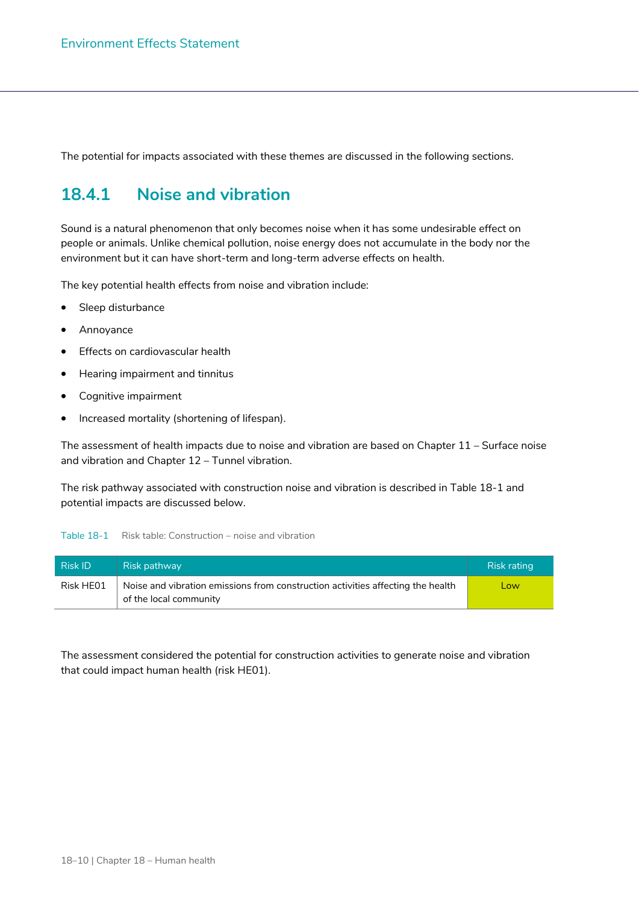The potential for impacts associated with these themes are discussed in the following sections.

### 18.4.1 Noise and vibration

Sound is a natural phenomenon that only becomes noise when it has some undesirable effect on people or animals. Unlike chemical pollution, noise energy does not accumulate in the body nor the environment but it can have short-term and long-term adverse effects on health.

The key potential health effects from noise and vibration include:

- Sleep disturbance
- Annoyance
- Effects on cardiovascular health
- Hearing impairment and tinnitus
- Cognitive impairment
- Increased mortality (shortening of lifespan).

The assessment of health impacts due to noise and vibration are based on Chapter 11 – Surface noise and vibration and Chapter 12 – Tunnel vibration.

The risk pathway associated with construction noise and vibration is described in Table 18-1 and potential impacts are discussed below.

Table 18-1 Risk table: Construction – noise and vibration

| Risk ID | Risk pathway | Risk rating |
|---|---|---|
| Risk HE01 | Noise and vibration emissions from construction activities affecting the health of the local community | Low |

The assessment considered the potential for construction activities to generate noise and vibration that could impact human health (risk HE01).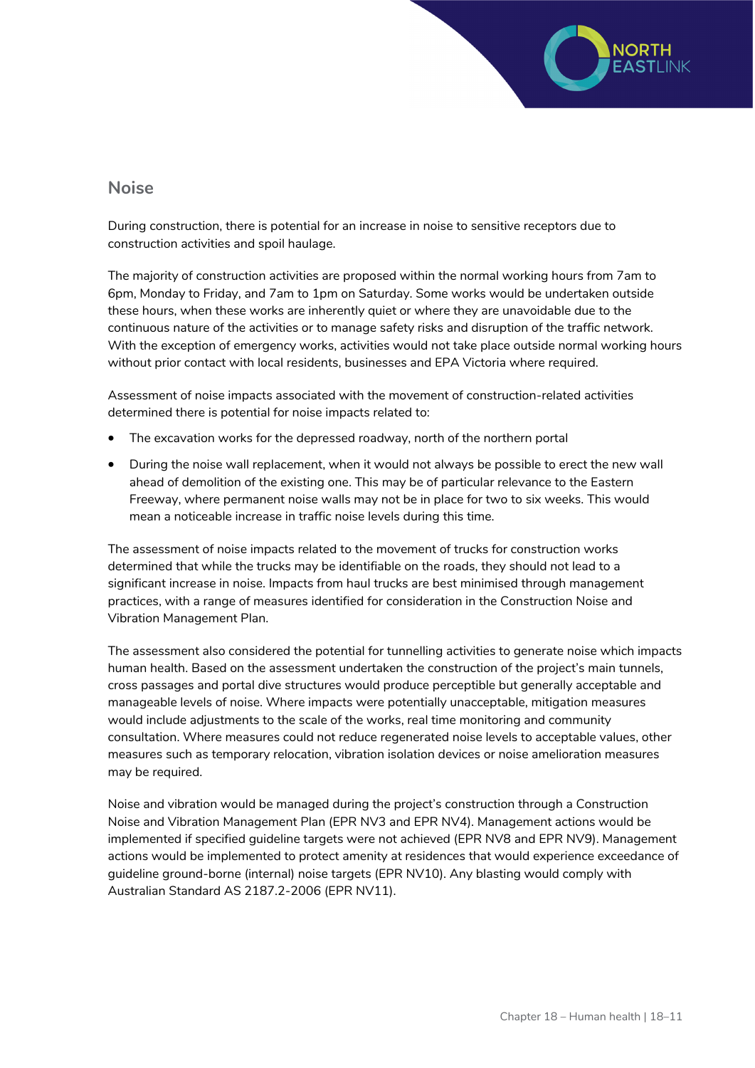## Noise

During construction, there is potential for an increase in noise to sensitive receptors due to construction activities and spoil haulage.

The majority of construction activities are proposed within the normal working hours from 7am to 6pm, Monday to Friday, and 7am to 1pm on Saturday. Some works would be undertaken outside these hours, when these works are inherently quiet or where they are unavoidable due to the continuous nature of the activities or to manage safety risks and disruption of the traffic network. With the exception of emergency works, activities would not take place outside normal working hours without prior contact with local residents, businesses and EPA Victoria where required.

Assessment of noise impacts associated with the movement of construction-related activities determined there is potential for noise impacts related to:

- The excavation works for the depressed roadway, north of the northern portal
- During the noise wall replacement, when it would not always be possible to erect the new wall ahead of demolition of the existing one. This may be of particular relevance to the Eastern Freeway, where permanent noise walls may not be in place for two to six weeks. This would mean a noticeable increase in traffic noise levels during this time.

The assessment of noise impacts related to the movement of trucks for construction works determined that while the trucks may be identifiable on the roads, they should not lead to a significant increase in noise. Impacts from haul trucks are best minimised through management practices, with a range of measures identified for consideration in the Construction Noise and Vibration Management Plan.

The assessment also considered the potential for tunnelling activities to generate noise which impacts human health. Based on the assessment undertaken the construction of the project's main tunnels, cross passages and portal dive structures would produce perceptible but generally acceptable and manageable levels of noise. Where impacts were potentially unacceptable, mitigation measures would include adjustments to the scale of the works, real time monitoring and community consultation. Where measures could not reduce regenerated noise levels to acceptable values, other measures such as temporary relocation, vibration isolation devices or noise amelioration measures may be required.

Noise and vibration would be managed during the project's construction through a Construction Noise and Vibration Management Plan (EPR NV3 and EPR NV4). Management actions would be implemented if specified guideline targets were not achieved (EPR NV8 and EPR NV9). Management actions would be implemented to protect amenity at residences that would experience exceedance of guideline ground-borne (internal) noise targets (EPR NV10). Any blasting would comply with Australian Standard AS 2187.2-2006 (EPR NV11).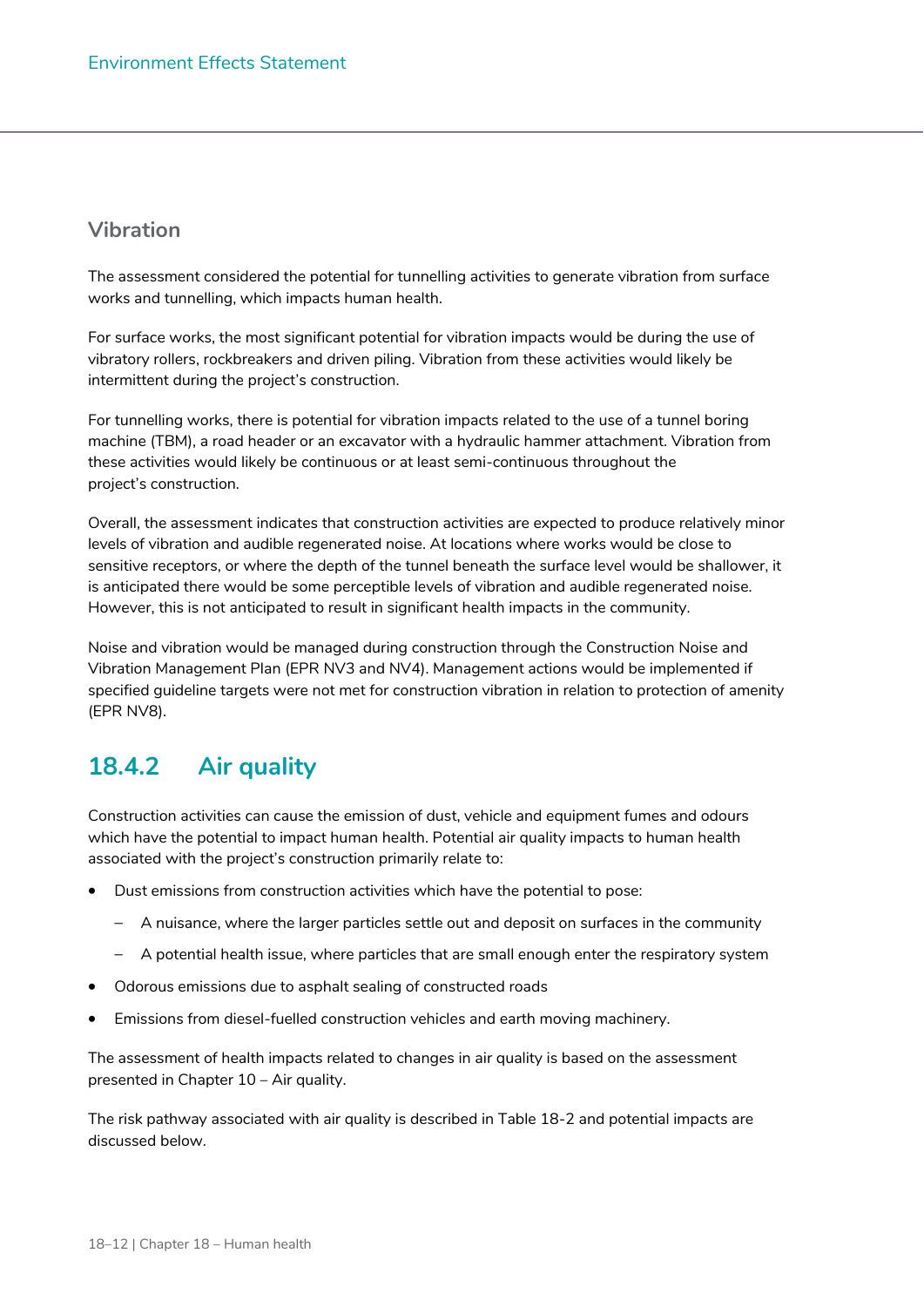### Vibration

The assessment considered the potential for tunnelling activities to generate vibration from surface works and tunnelling, which impacts human health.

For surface works, the most significant potential for vibration impacts would be during the use of vibratory rollers, rockbreakers and driven piling. Vibration from these activities would likely be intermittent during the project's construction.

For tunnelling works, there is potential for vibration impacts related to the use of a tunnel boring machine (TBM), a road header or an excavator with a hydraulic hammer attachment. Vibration from these activities would likely be continuous or at least semi-continuous throughout the project's construction.

Overall, the assessment indicates that construction activities are expected to produce relatively minor levels of vibration and audible regenerated noise. At locations where works would be close to sensitive receptors, or where the depth of the tunnel beneath the surface level would be shallower, it is anticipated there would be some perceptible levels of vibration and audible regenerated noise. However, this is not anticipated to result in significant health impacts in the community.

Noise and vibration would be managed during construction through the Construction Noise and Vibration Management Plan (EPR NV3 and NV4). Management actions would be implemented if specified guideline targets were not met for construction vibration in relation to protection of amenity (EPR NV8).

## 18.4.2 Air quality

Construction activities can cause the emission of dust, vehicle and equipment fumes and odours which have the potential to impact human health. Potential air quality impacts to human health associated with the project's construction primarily relate to:

- Dust emissions from construction activities which have the potential to pose:
  - A nuisance, where the larger particles settle out and deposit on surfaces in the community
  - A potential health issue, where particles that are small enough enter the respiratory system
- Odorous emissions due to asphalt sealing of constructed roads
- Emissions from diesel-fuelled construction vehicles and earth moving machinery.

The assessment of health impacts related to changes in air quality is based on the assessment presented in Chapter 10 – Air quality.

The risk pathway associated with air quality is described in Table 18-2 and potential impacts are discussed below.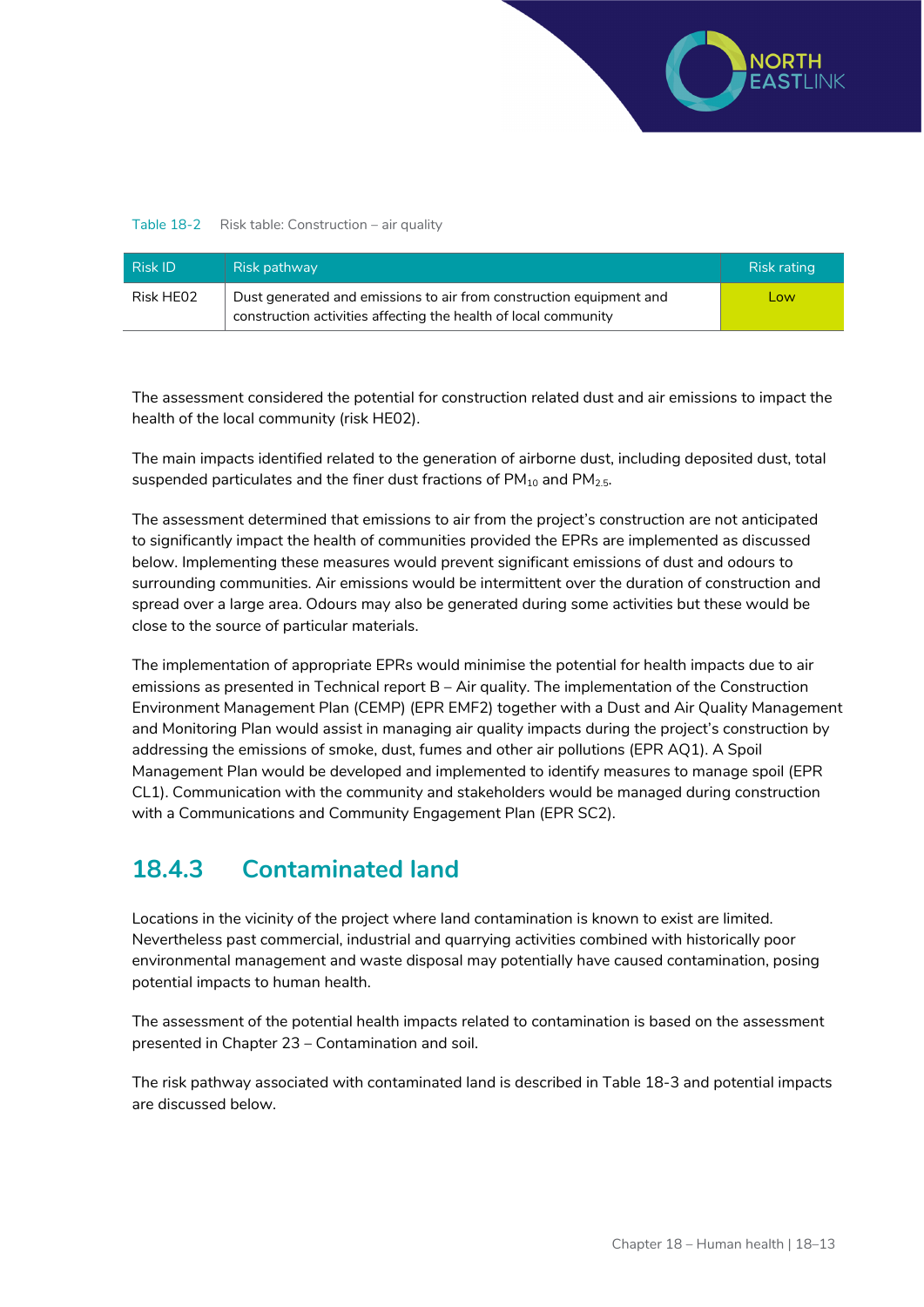Table 18-2 Risk table: Construction – air quality

| Risk ID | Risk pathway | Risk rating |
|---|---|---|
| Risk HE02 | Dust generated and emissions to air from construction equipment and construction activities affecting the health of local community | Low |

The assessment considered the potential for construction related dust and air emissions to impact the health of the local community (risk HE02).

The main impacts identified related to the generation of airborne dust, including deposited dust, total suspended particulates and the finer dust fractions of $PM_{10}$ and $PM_{2.5}$.

The assessment determined that emissions to air from the project's construction are not anticipated to significantly impact the health of communities provided the EPRs are implemented as discussed below. Implementing these measures would prevent significant emissions of dust and odours to surrounding communities. Air emissions would be intermittent over the duration of construction and spread over a large area. Odours may also be generated during some activities but these would be close to the source of particular materials.

The implementation of appropriate EPRs would minimise the potential for health impacts due to air emissions as presented in Technical report B – Air quality. The implementation of the Construction Environment Management Plan (CEMP) (EPR EMF2) together with a Dust and Air Quality Management and Monitoring Plan would assist in managing air quality impacts during the project's construction by addressing the emissions of smoke, dust, fumes and other air pollutions (EPR AQ1). A Spoil Management Plan would be developed and implemented to identify measures to manage spoil (EPR CL1). Communication with the community and stakeholders would be managed during construction with a Communications and Community Engagement Plan (EPR SC2).

## 18.4.3 Contaminated land

Locations in the vicinity of the project where land contamination is known to exist are limited. Nevertheless past commercial, industrial and quarrying activities combined with historically poor environmental management and waste disposal may potentially have caused contamination, posing potential impacts to human health.

The assessment of the potential health impacts related to contamination is based on the assessment presented in Chapter 23 – Contamination and soil.

The risk pathway associated with contaminated land is described in Table 18-3 and potential impacts are discussed below.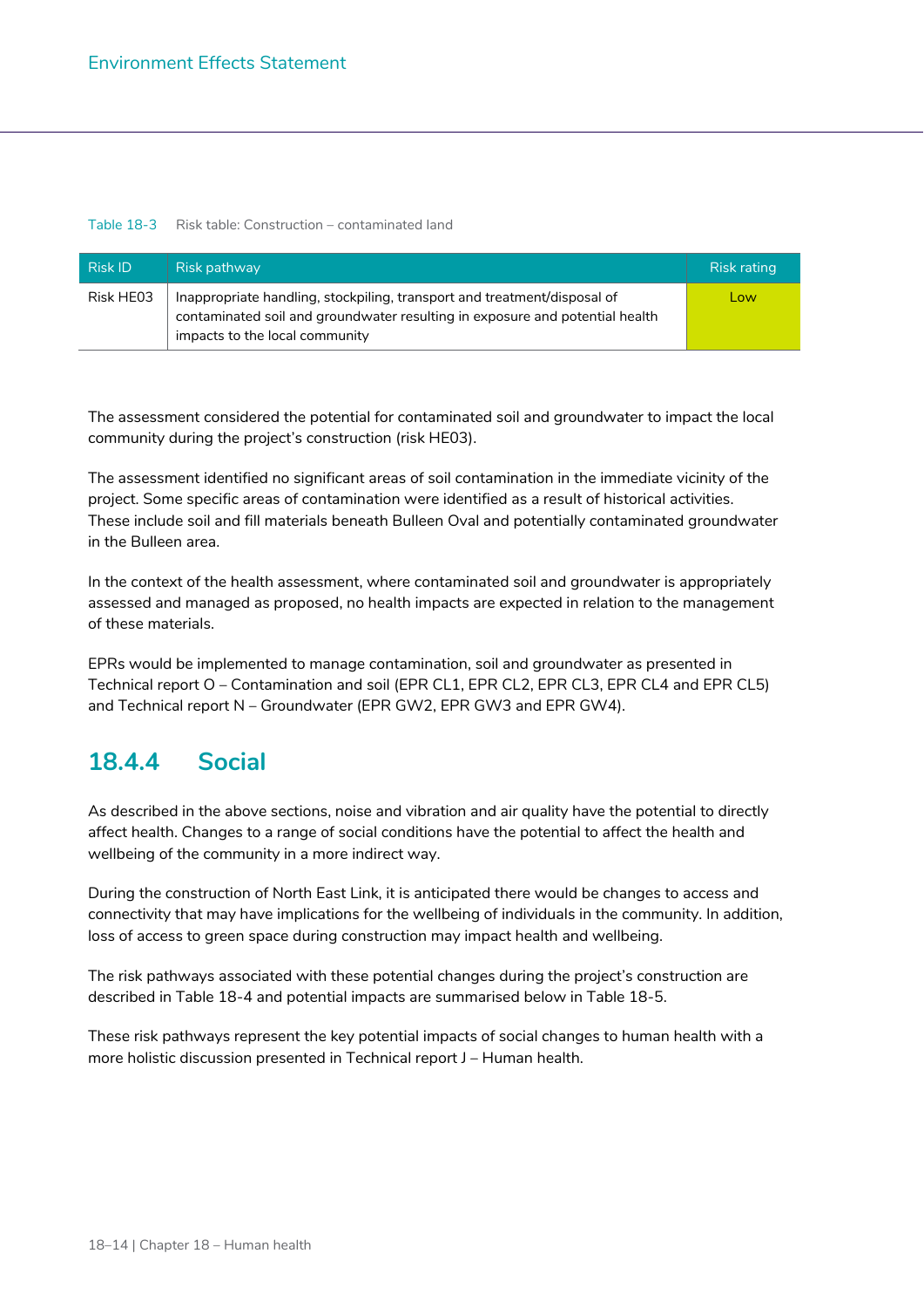Table 18-3 Risk table: Construction – contaminated land

| Risk ID | Risk pathway | Risk rating |
|---|---|---|
| Risk HE03 | Inappropriate handling, stockpiling, transport and treatment/disposal of contaminated soil and groundwater resulting in exposure and potential health impacts to the local community | Low |

The assessment considered the potential for contaminated soil and groundwater to impact the local community during the project's construction (risk HE03).

The assessment identified no significant areas of soil contamination in the immediate vicinity of the project. Some specific areas of contamination were identified as a result of historical activities. These include soil and fill materials beneath Bulleen Oval and potentially contaminated groundwater in the Bulleen area.

In the context of the health assessment, where contaminated soil and groundwater is appropriately assessed and managed as proposed, no health impacts are expected in relation to the management of these materials.

EPRs would be implemented to manage contamination, soil and groundwater as presented in Technical report O – Contamination and soil (EPR CL1, EPR CL2, EPR CL3, EPR CL4 and EPR CL5) and Technical report N – Groundwater (EPR GW2, EPR GW3 and EPR GW4).

## 18.4.4 Social

As described in the above sections, noise and vibration and air quality have the potential to directly affect health. Changes to a range of social conditions have the potential to affect the health and wellbeing of the community in a more indirect way.

During the construction of North East Link, it is anticipated there would be changes to access and connectivity that may have implications for the wellbeing of individuals in the community. In addition, loss of access to green space during construction may impact health and wellbeing.

The risk pathways associated with these potential changes during the project's construction are described in Table 18-4 and potential impacts are summarised below in Table 18-5.

These risk pathways represent the key potential impacts of social changes to human health with a more holistic discussion presented in Technical report J – Human health.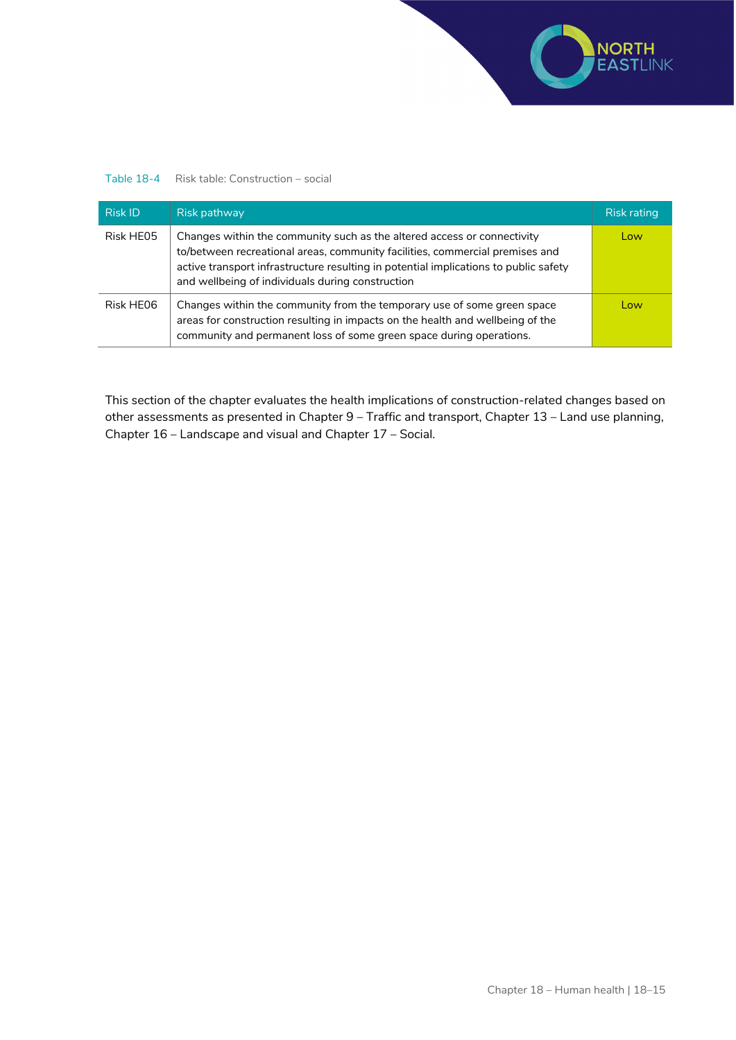Table 18-4 Risk table: Construction – social

| Risk ID | Risk pathway | Risk rating |
|---|---|---|
| Risk HE05 | Changes within the community such as the altered access or connectivity to/between recreational areas, community facilities, commercial premises and active transport infrastructure resulting in potential implications to public safety and wellbeing of individuals during construction | Low |
| Risk HE06 | Changes within the community from the temporary use of some green space areas for construction resulting in impacts on the health and wellbeing of the community and permanent loss of some green space during operations. | Low |

This section of the chapter evaluates the health implications of construction-related changes based on other assessments as presented in Chapter 9 – Traffic and transport, Chapter 13 – Land use planning, Chapter 16 – Landscape and visual and Chapter 17 – Social.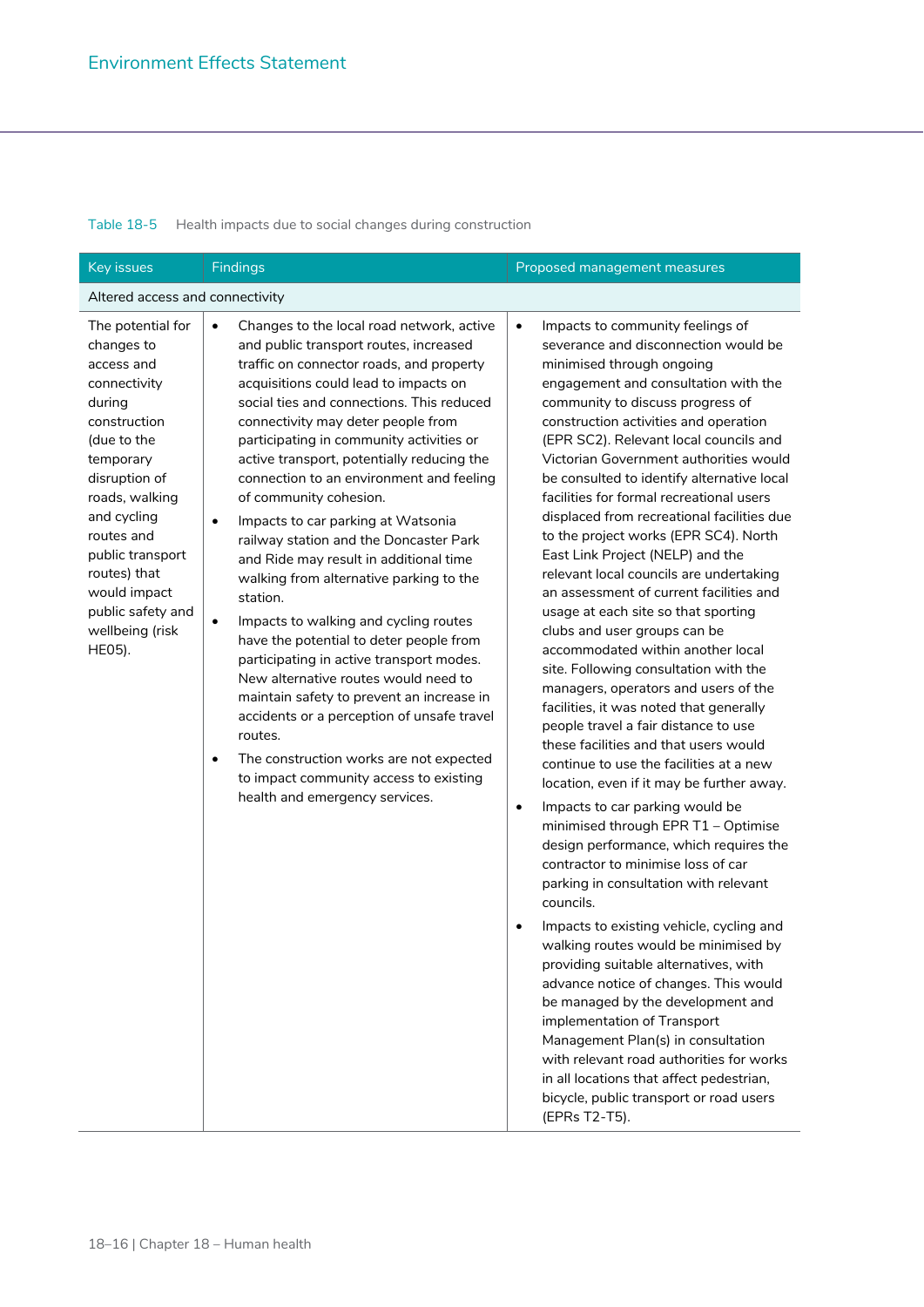Table 18-5 Health impacts due to social changes during construction

| Key issues | Findings | Proposed management measures |
|---|---|---|
| Altered access and connectivity | | |
| The potential for changes to access and connectivity during construction (due to the temporary disruption of roads, walking and cycling routes and public transport routes) that would impact public safety and wellbeing (risk HE05). | • Changes to the local road network, active and public transport routes, increased traffic on connector roads, and property acquisitions could lead to impacts on social ties and connections. This reduced connectivity may deter people from participating in community activities or active transport, potentially reducing the connection to an environment and feeling of community cohesion.<br>• Impacts to car parking at Watsonia railway station and the Doncaster Park and Ride may result in additional time walking from alternative parking to the station.<br>• Impacts to walking and cycling routes have the potential to deter people from participating in active transport modes. New alternative routes would need to maintain safety to prevent an increase in accidents or a perception of unsafe travel routes.<br>• The construction works are not expected to impact community access to existing health and emergency services. | • Impacts to community feelings of severance and disconnection would be minimised through ongoing engagement and consultation with the community to discuss progress of construction activities and operation (EPR SC2). Relevant local councils and Victorian Government authorities would be consulted to identify alternative local facilities for formal recreational users displaced from recreational facilities due to the project works (EPR SC4). North East Link Project (NELP) and the relevant local councils are undertaking an assessment of current facilities and usage at each site so that sporting clubs and user groups can be accommodated within another local site. Following consultation with the managers, operators and users of the facilities, it was noted that generally people travel a fair distance to use these facilities and that users would continue to use the facilities at a new location, even if it may be further away.<br>• Impacts to car parking would be minimised through EPR T1 – Optimise design performance, which requires the contractor to minimise loss of car parking in consultation with relevant councils.<br>• Impacts to existing vehicle, cycling and walking routes would be minimised by providing suitable alternatives, with advance notice of changes. This would be managed by the development and implementation of Transport Management Plan(s) in consultation with relevant road authorities for works in all locations that affect pedestrian, bicycle, public transport or road users (EPRs T2-T5). |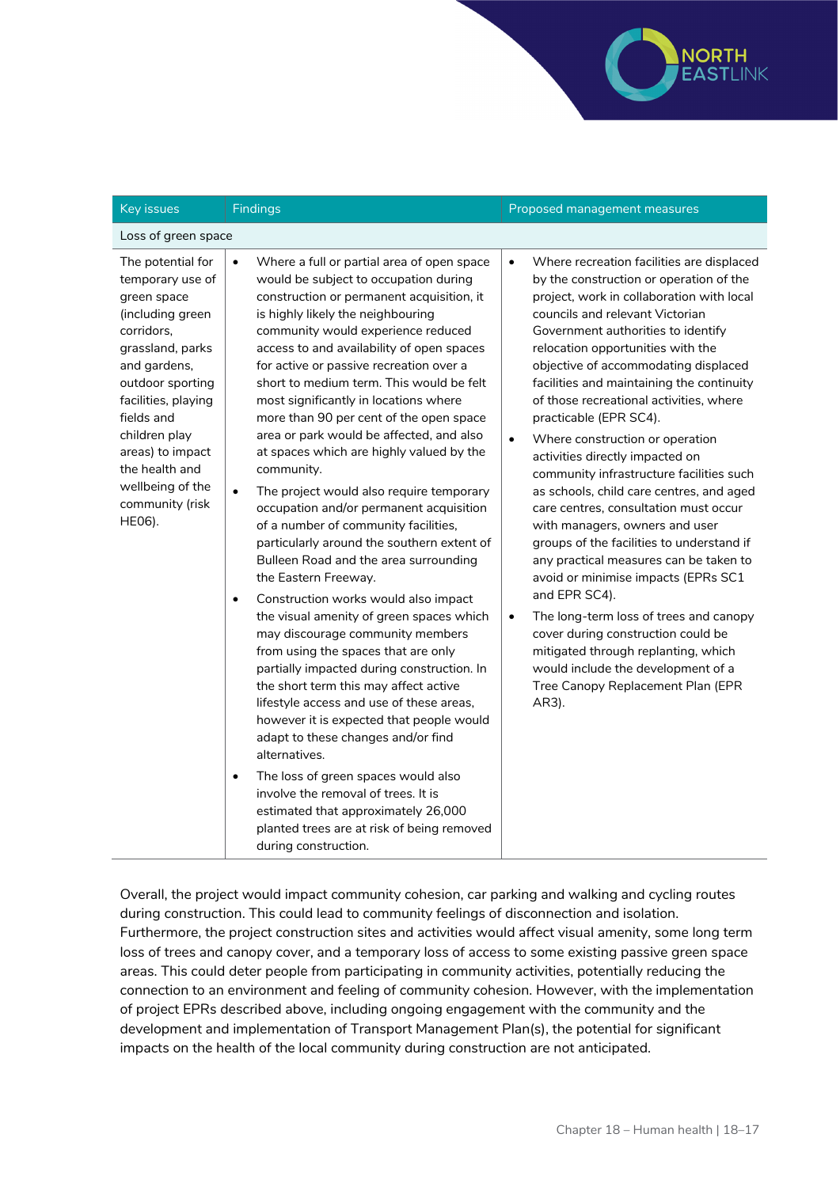| Key issues | Findings | Proposed management measures |
|---|---|---|
| Loss of green space | | |
| The potential for temporary use of green space (including green corridors, grassland, parks and gardens, outdoor sporting facilities, playing fields and children play areas) to impact the health and wellbeing of the community (risk HE06). | • Where a full or partial area of open space would be subject to occupation during construction or permanent acquisition, it is highly likely the neighbouring community would experience reduced access to and availability of open spaces for active or passive recreation over a short to medium term. This would be felt most significantly in locations where more than 90 per cent of the open space area or park would be affected, and also at spaces which are highly valued by the community.<br>• The project would also require temporary occupation and/or permanent acquisition of a number of community facilities, particularly around the southern extent of Bulleen Road and the area surrounding the Eastern Freeway.<br>• Construction works would also impact the visual amenity of green spaces which may discourage community members from using the spaces that are only partially impacted during construction. In the short term this may affect active lifestyle access and use of these areas, however it is expected that people would adapt to these changes and/or find alternatives.<br>• The loss of green spaces would also involve the removal of trees. It is estimated that approximately 26,000 planted trees are at risk of being removed during construction. | • Where recreation facilities are displaced by the construction or operation of the project, work in collaboration with local councils and relevant Victorian Government authorities to identify relocation opportunities with the objective of accommodating displaced facilities and maintaining the continuity of those recreational activities, where practicable (EPR SC4).<br>• Where construction or operation activities directly impacted on community infrastructure facilities such as schools, child care centres, and aged care centres, consultation must occur with managers, owners and user groups of the facilities to understand if any practical measures can be taken to avoid or minimise impacts (EPRs SC1 and EPR SC4).<br>• The long-term loss of trees and canopy cover during construction could be mitigated through replanting, which would include the development of a Tree Canopy Replacement Plan (EPR AR3). |

Overall, the project would impact community cohesion, car parking and walking and cycling routes during construction. This could lead to community feelings of disconnection and isolation. Furthermore, the project construction sites and activities would affect visual amenity, some long term loss of trees and canopy cover, and a temporary loss of access to some existing passive green space areas. This could deter people from participating in community activities, potentially reducing the connection to an environment and feeling of community cohesion. However, with the implementation of project EPRs described above, including ongoing engagement with the community and the development and implementation of Transport Management Plan(s), the potential for significant impacts on the health of the local community during construction are not anticipated.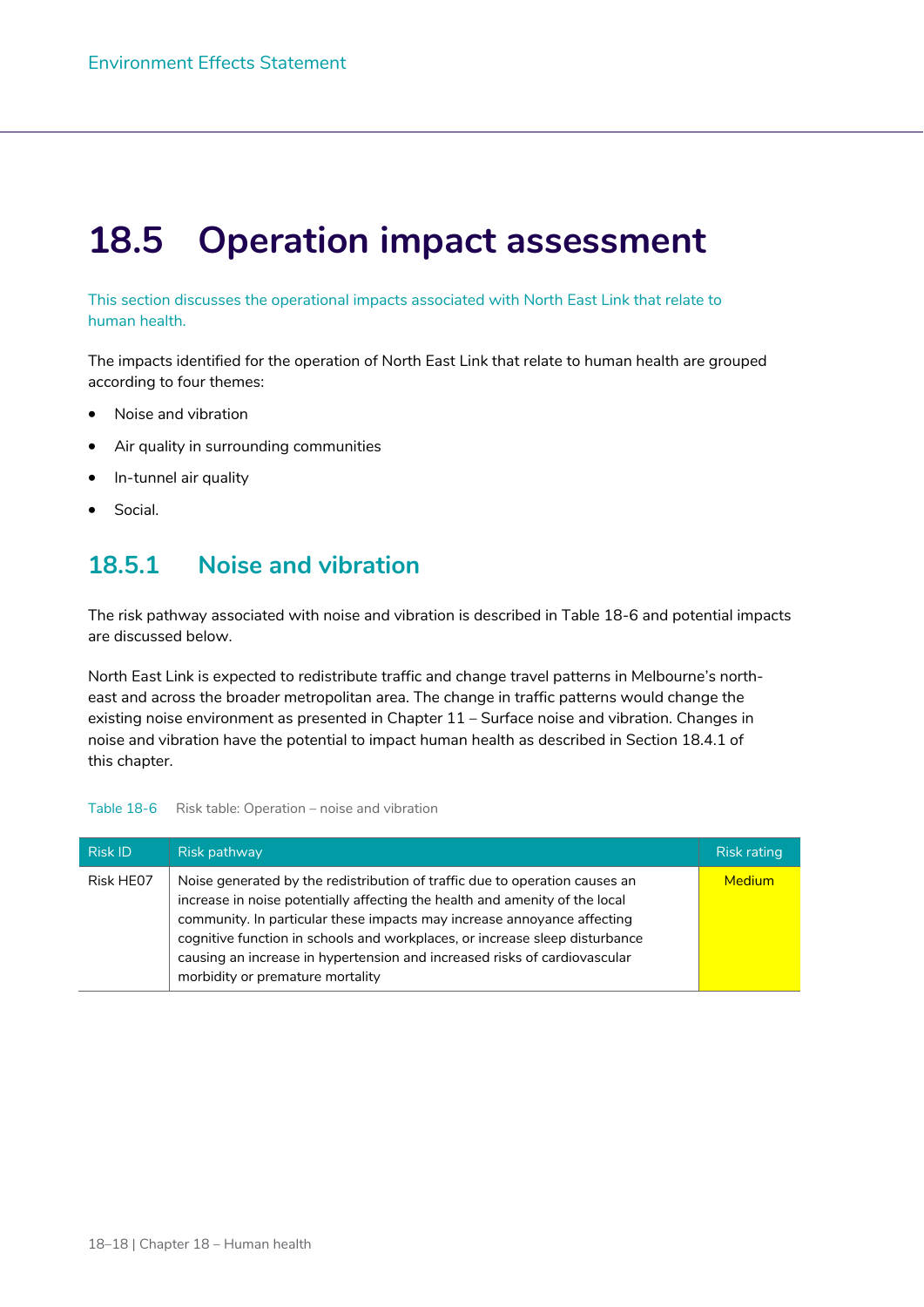# 18.5 Operation impact assessment

This section discusses the operational impacts associated with North East Link that relate to human health.

The impacts identified for the operation of North East Link that relate to human health are grouped according to four themes:

- Noise and vibration
- Air quality in surrounding communities
- In-tunnel air quality
- Social.

## 18.5.1 Noise and vibration

The risk pathway associated with noise and vibration is described in Table 18-6 and potential impacts are discussed below.

North East Link is expected to redistribute traffic and change travel patterns in Melbourne's north-east and across the broader metropolitan area. The change in traffic patterns would change the existing noise environment as presented in Chapter 11 – Surface noise and vibration. Changes in noise and vibration have the potential to impact human health as described in Section 18.4.1 of this chapter.

Table 18-6 Risk table: Operation – noise and vibration

| Risk ID | Risk pathway | Risk rating |
|---|---|---|
| Risk HE07 | Noise generated by the redistribution of traffic due to operation causes an increase in noise potentially affecting the health and amenity of the local community. In particular these impacts may increase annoyance affecting cognitive function in schools and workplaces, or increase sleep disturbance causing an increase in hypertension and increased risks of cardiovascular morbidity or premature mortality | Medium |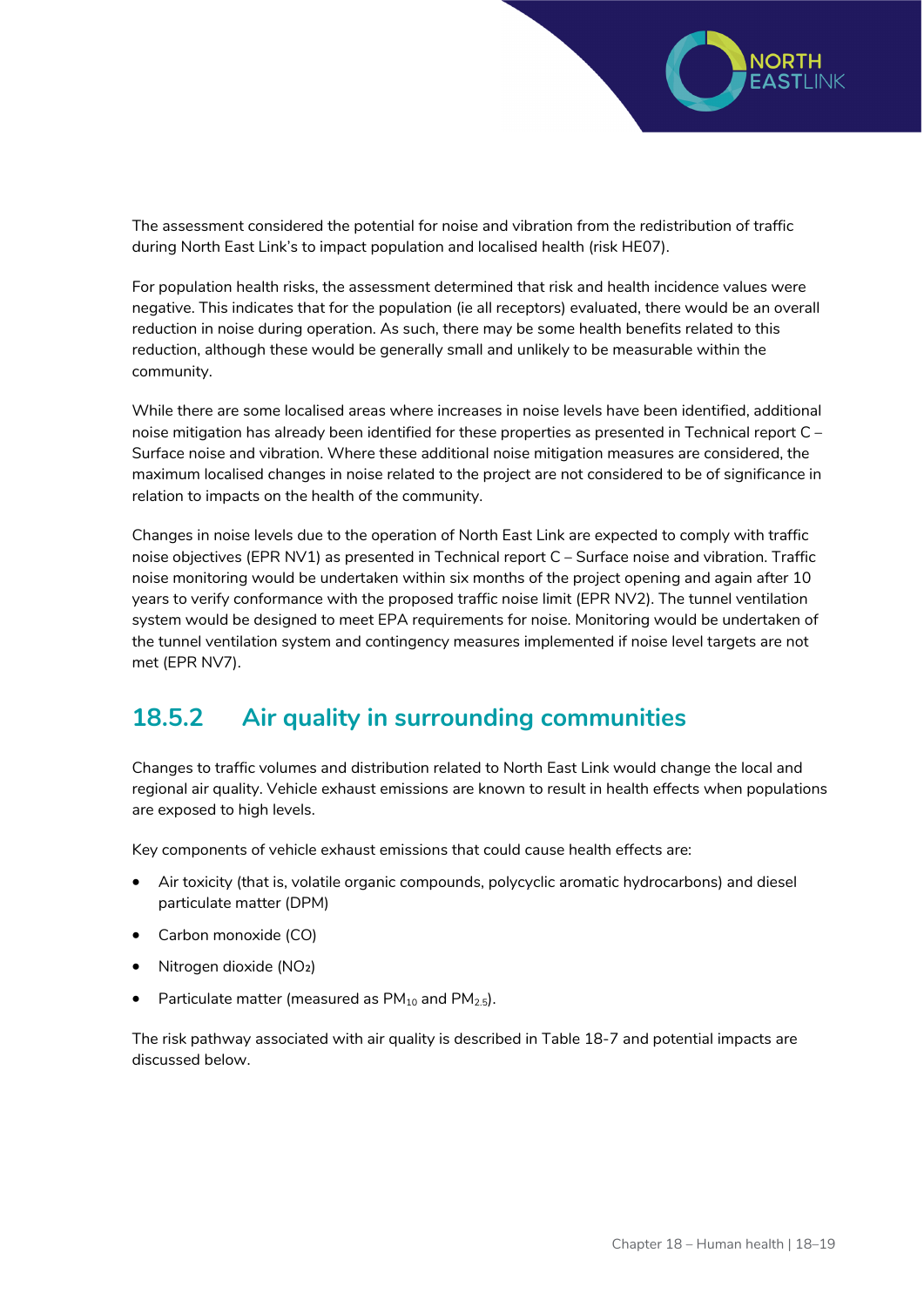The assessment considered the potential for noise and vibration from the redistribution of traffic during North East Link's to impact population and localised health (risk HE07).

For population health risks, the assessment determined that risk and health incidence values were negative. This indicates that for the population (ie all receptors) evaluated, there would be an overall reduction in noise during operation. As such, there may be some health benefits related to this reduction, although these would be generally small and unlikely to be measurable within the community.

While there are some localised areas where increases in noise levels have been identified, additional noise mitigation has already been identified for these properties as presented in Technical report C – Surface noise and vibration. Where these additional noise mitigation measures are considered, the maximum localised changes in noise related to the project are not considered to be of significance in relation to impacts on the health of the community.

Changes in noise levels due to the operation of North East Link are expected to comply with traffic noise objectives (EPR NV1) as presented in Technical report C – Surface noise and vibration. Traffic noise monitoring would be undertaken within six months of the project opening and again after 10 years to verify conformance with the proposed traffic noise limit (EPR NV2). The tunnel ventilation system would be designed to meet EPA requirements for noise. Monitoring would be undertaken of the tunnel ventilation system and contingency measures implemented if noise level targets are not met (EPR NV7).

## 18.5.2 Air quality in surrounding communities

Changes to traffic volumes and distribution related to North East Link would change the local and regional air quality. Vehicle exhaust emissions are known to result in health effects when populations are exposed to high levels.

Key components of vehicle exhaust emissions that could cause health effects are:

- Air toxicity (that is, volatile organic compounds, polycyclic aromatic hydrocarbons) and diesel particulate matter (DPM)
- Carbon monoxide (CO)
- Nitrogen dioxide ($NO_2$)
- Particulate matter (measured as $PM_{10}$ and $PM_{2.5}$).

The risk pathway associated with air quality is described in Table 18-7 and potential impacts are discussed below.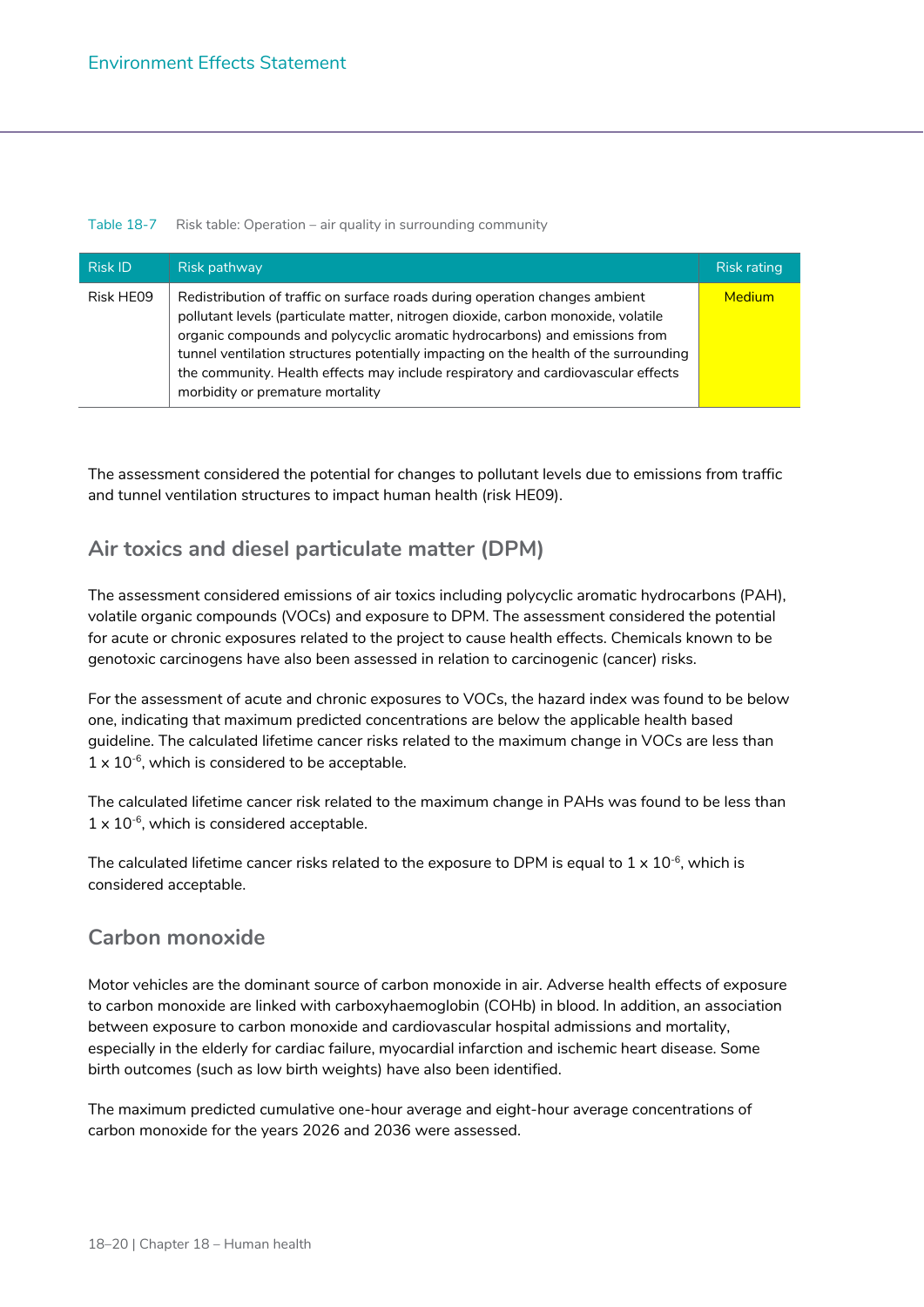Table 18-7 Risk table: Operation – air quality in surrounding community

| Risk ID | Risk pathway | Risk rating |
|---|---|---|
| Risk HE09 | Redistribution of traffic on surface roads during operation changes ambient pollutant levels (particulate matter, nitrogen dioxide, carbon monoxide, volatile organic compounds and polycyclic aromatic hydrocarbons) and emissions from tunnel ventilation structures potentially impacting on the health of the surrounding the community. Health effects may include respiratory and cardiovascular effects morbidity or premature mortality | Medium |

The assessment considered the potential for changes to pollutant levels due to emissions from traffic and tunnel ventilation structures to impact human health (risk HE09).

## Air toxics and diesel particulate matter (DPM)

The assessment considered emissions of air toxics including polycyclic aromatic hydrocarbons (PAH), volatile organic compounds (VOCs) and exposure to DPM. The assessment considered the potential for acute or chronic exposures related to the project to cause health effects. Chemicals known to be genotoxic carcinogens have also been assessed in relation to carcinogenic (cancer) risks.

For the assessment of acute and chronic exposures to VOCs, the hazard index was found to be below one, indicating that maximum predicted concentrations are below the applicable health based guideline. The calculated lifetime cancer risks related to the maximum change in VOCs are less than $1 \times 10^{-6}$, which is considered to be acceptable.

The calculated lifetime cancer risk related to the maximum change in PAHs was found to be less than $1 \times 10^{-6}$, which is considered acceptable.

The calculated lifetime cancer risks related to the exposure to DPM is equal to $1 \times 10^{-6}$, which is considered acceptable.

## Carbon monoxide

Motor vehicles are the dominant source of carbon monoxide in air. Adverse health effects of exposure to carbon monoxide are linked with carboxyhaemoglobin (COHb) in blood. In addition, an association between exposure to carbon monoxide and cardiovascular hospital admissions and mortality, especially in the elderly for cardiac failure, myocardial infarction and ischemic heart disease. Some birth outcomes (such as low birth weights) have also been identified.

The maximum predicted cumulative one-hour average and eight-hour average concentrations of carbon monoxide for the years 2026 and 2036 were assessed.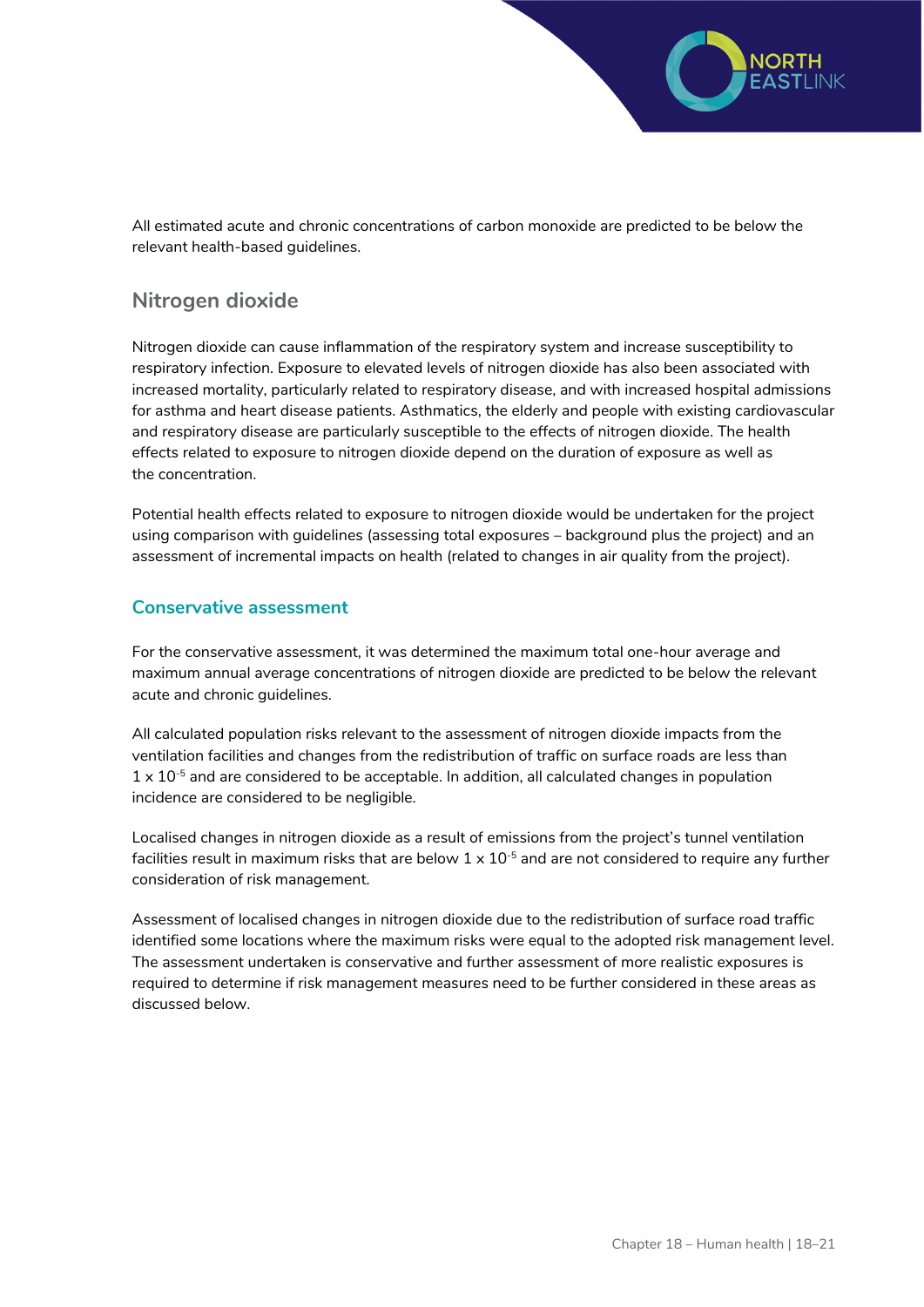All estimated acute and chronic concentrations of carbon monoxide are predicted to be below the relevant health-based guidelines.

## Nitrogen dioxide

Nitrogen dioxide can cause inflammation of the respiratory system and increase susceptibility to respiratory infection. Exposure to elevated levels of nitrogen dioxide has also been associated with increased mortality, particularly related to respiratory disease, and with increased hospital admissions for asthma and heart disease patients. Asthmatics, the elderly and people with existing cardiovascular and respiratory disease are particularly susceptible to the effects of nitrogen dioxide. The health effects related to exposure to nitrogen dioxide depend on the duration of exposure as well as the concentration.

Potential health effects related to exposure to nitrogen dioxide would be undertaken for the project using comparison with guidelines (assessing total exposures – background plus the project) and an assessment of incremental impacts on health (related to changes in air quality from the project).

### Conservative assessment

For the conservative assessment, it was determined the maximum total one-hour average and maximum annual average concentrations of nitrogen dioxide are predicted to be below the relevant acute and chronic guidelines.

All calculated population risks relevant to the assessment of nitrogen dioxide impacts from the ventilation facilities and changes from the redistribution of traffic on surface roads are less than $1 \times 10^{-5}$ and are considered to be acceptable. In addition, all calculated changes in population incidence are considered to be negligible.

Localised changes in nitrogen dioxide as a result of emissions from the project's tunnel ventilation facilities result in maximum risks that are below $1 \times 10^{-5}$ and are not considered to require any further consideration of risk management.

Assessment of localised changes in nitrogen dioxide due to the redistribution of surface road traffic identified some locations where the maximum risks were equal to the adopted risk management level. The assessment undertaken is conservative and further assessment of more realistic exposures is required to determine if risk management measures need to be further considered in these areas as discussed below.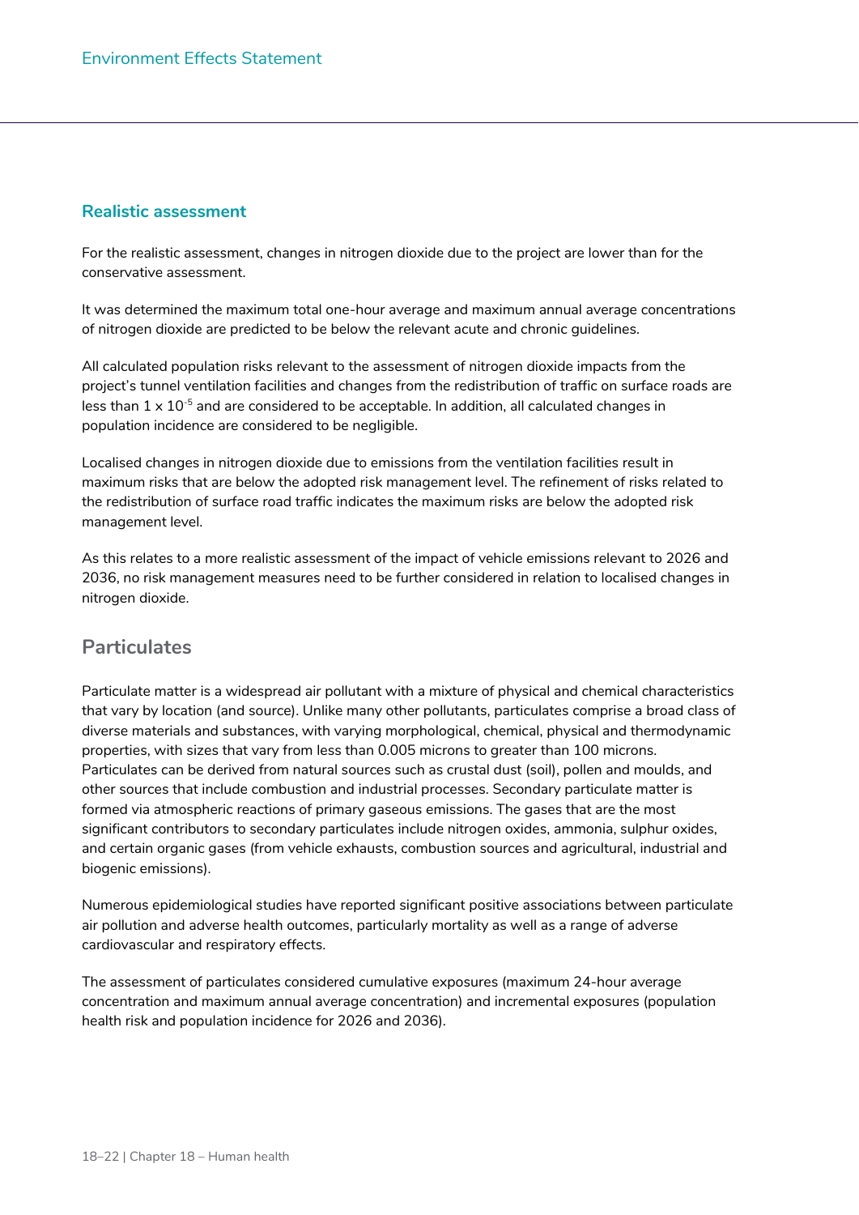### Realistic assessment

For the realistic assessment, changes in nitrogen dioxide due to the project are lower than for the conservative assessment.

It was determined the maximum total one-hour average and maximum annual average concentrations of nitrogen dioxide are predicted to be below the relevant acute and chronic guidelines.

All calculated population risks relevant to the assessment of nitrogen dioxide impacts from the project's tunnel ventilation facilities and changes from the redistribution of traffic on surface roads are less than $1 \times 10^{-5}$ and are considered to be acceptable. In addition, all calculated changes in population incidence are considered to be negligible.

Localised changes in nitrogen dioxide due to emissions from the ventilation facilities result in maximum risks that are below the adopted risk management level. The refinement of risks related to the redistribution of surface road traffic indicates the maximum risks are below the adopted risk management level.

As this relates to a more realistic assessment of the impact of vehicle emissions relevant to 2026 and 2036, no risk management measures need to be further considered in relation to localised changes in nitrogen dioxide.

## Particulates

Particulate matter is a widespread air pollutant with a mixture of physical and chemical characteristics that vary by location (and source). Unlike many other pollutants, particulates comprise a broad class of diverse materials and substances, with varying morphological, chemical, physical and thermodynamic properties, with sizes that vary from less than 0.005 microns to greater than 100 microns. Particulates can be derived from natural sources such as crustal dust (soil), pollen and moulds, and other sources that include combustion and industrial processes. Secondary particulate matter is formed via atmospheric reactions of primary gaseous emissions. The gases that are the most significant contributors to secondary particulates include nitrogen oxides, ammonia, sulphur oxides, and certain organic gases (from vehicle exhausts, combustion sources and agricultural, industrial and biogenic emissions).

Numerous epidemiological studies have reported significant positive associations between particulate air pollution and adverse health outcomes, particularly mortality as well as a range of adverse cardiovascular and respiratory effects.

The assessment of particulates considered cumulative exposures (maximum 24-hour average concentration and maximum annual average concentration) and incremental exposures (population health risk and population incidence for 2026 and 2036).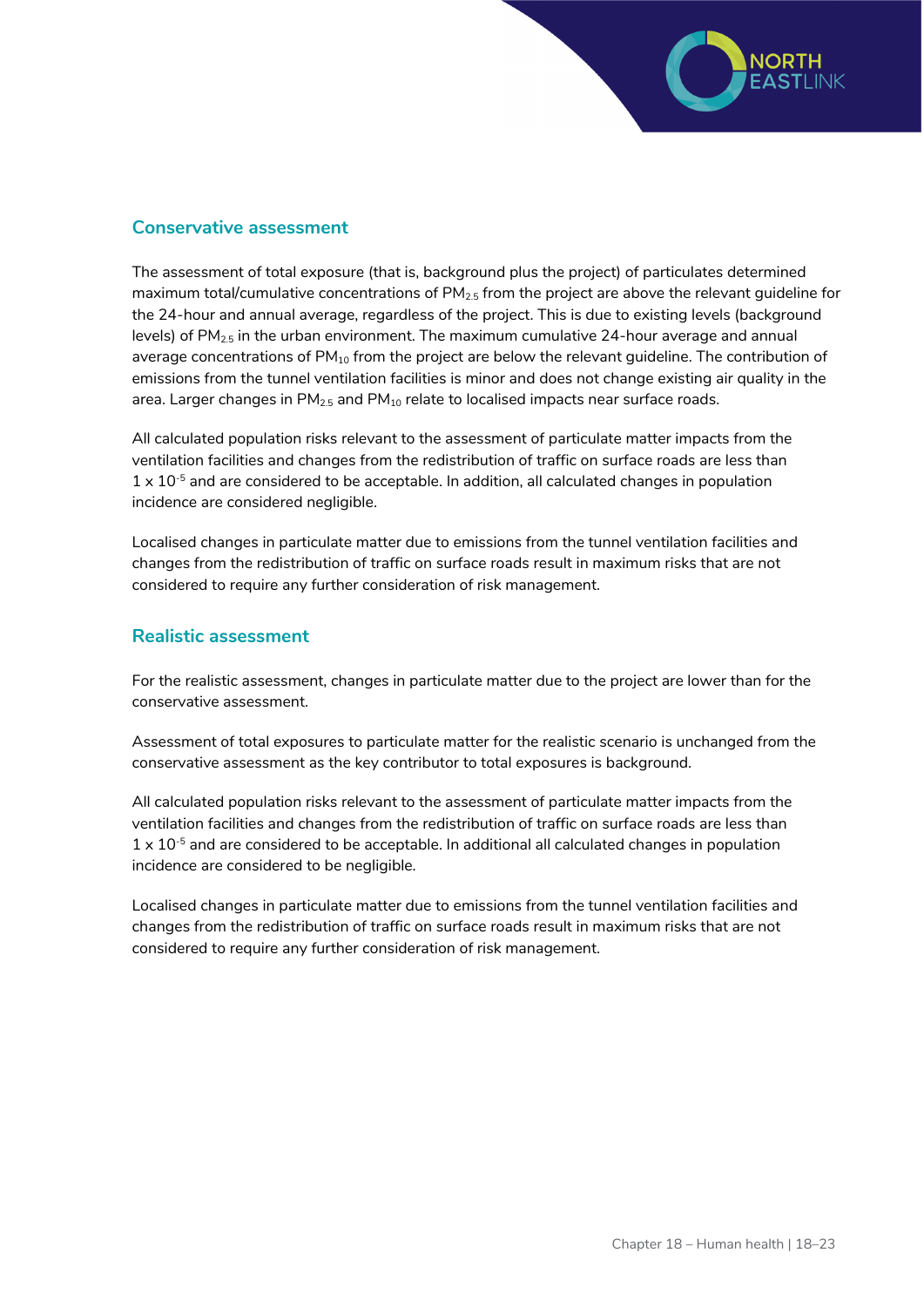### Conservative assessment

The assessment of total exposure (that is, background plus the project) of particulates determined maximum total/cumulative concentrations of $PM_{2.5}$ from the project are above the relevant guideline for the 24-hour and annual average, regardless of the project. This is due to existing levels (background levels) of $PM_{2.5}$ in the urban environment. The maximum cumulative 24-hour average and annual average concentrations of $PM_{10}$ from the project are below the relevant guideline. The contribution of emissions from the tunnel ventilation facilities is minor and does not change existing air quality in the area. Larger changes in $PM_{2.5}$ and $PM_{10}$ relate to localised impacts near surface roads.

All calculated population risks relevant to the assessment of particulate matter impacts from the ventilation facilities and changes from the redistribution of traffic on surface roads are less than $1 \times 10^{-5}$ and are considered to be acceptable. In addition, all calculated changes in population incidence are considered negligible.

Localised changes in particulate matter due to emissions from the tunnel ventilation facilities and changes from the redistribution of traffic on surface roads result in maximum risks that are not considered to require any further consideration of risk management.

### Realistic assessment

For the realistic assessment, changes in particulate matter due to the project are lower than for the conservative assessment.

Assessment of total exposures to particulate matter for the realistic scenario is unchanged from the conservative assessment as the key contributor to total exposures is background.

All calculated population risks relevant to the assessment of particulate matter impacts from the ventilation facilities and changes from the redistribution of traffic on surface roads are less than $1 \times 10^{-5}$ and are considered to be acceptable. In additional all calculated changes in population incidence are considered to be negligible.

Localised changes in particulate matter due to emissions from the tunnel ventilation facilities and changes from the redistribution of traffic on surface roads result in maximum risks that are not considered to require any further consideration of risk management.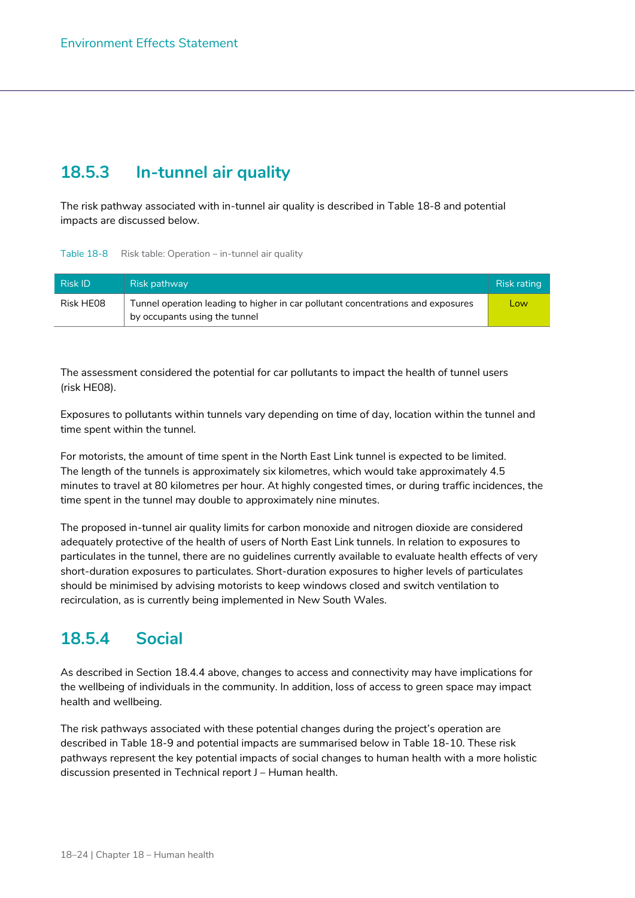## 18.5.3 In-tunnel air quality

The risk pathway associated with in-tunnel air quality is described in Table 18-8 and potential impacts are discussed below.

Table 18-8 Risk table: Operation – in-tunnel air quality

| Risk ID | Risk pathway | Risk rating |
|---|---|---|
| Risk HE08 | Tunnel operation leading to higher in car pollutant concentrations and exposures by occupants using the tunnel | Low |

The assessment considered the potential for car pollutants to impact the health of tunnel users (risk HE08).

Exposures to pollutants within tunnels vary depending on time of day, location within the tunnel and time spent within the tunnel.

For motorists, the amount of time spent in the North East Link tunnel is expected to be limited. The length of the tunnels is approximately six kilometres, which would take approximately 4.5 minutes to travel at 80 kilometres per hour. At highly congested times, or during traffic incidences, the time spent in the tunnel may double to approximately nine minutes.

The proposed in-tunnel air quality limits for carbon monoxide and nitrogen dioxide are considered adequately protective of the health of users of North East Link tunnels. In relation to exposures to particulates in the tunnel, there are no guidelines currently available to evaluate health effects of very short-duration exposures to particulates. Short-duration exposures to higher levels of particulates should be minimised by advising motorists to keep windows closed and switch ventilation to recirculation, as is currently being implemented in New South Wales.

## 18.5.4 Social

As described in Section 18.4.4 above, changes to access and connectivity may have implications for the wellbeing of individuals in the community. In addition, loss of access to green space may impact health and wellbeing.

The risk pathways associated with these potential changes during the project's operation are described in Table 18-9 and potential impacts are summarised below in Table 18-10. These risk pathways represent the key potential impacts of social changes to human health with a more holistic discussion presented in Technical report J – Human health.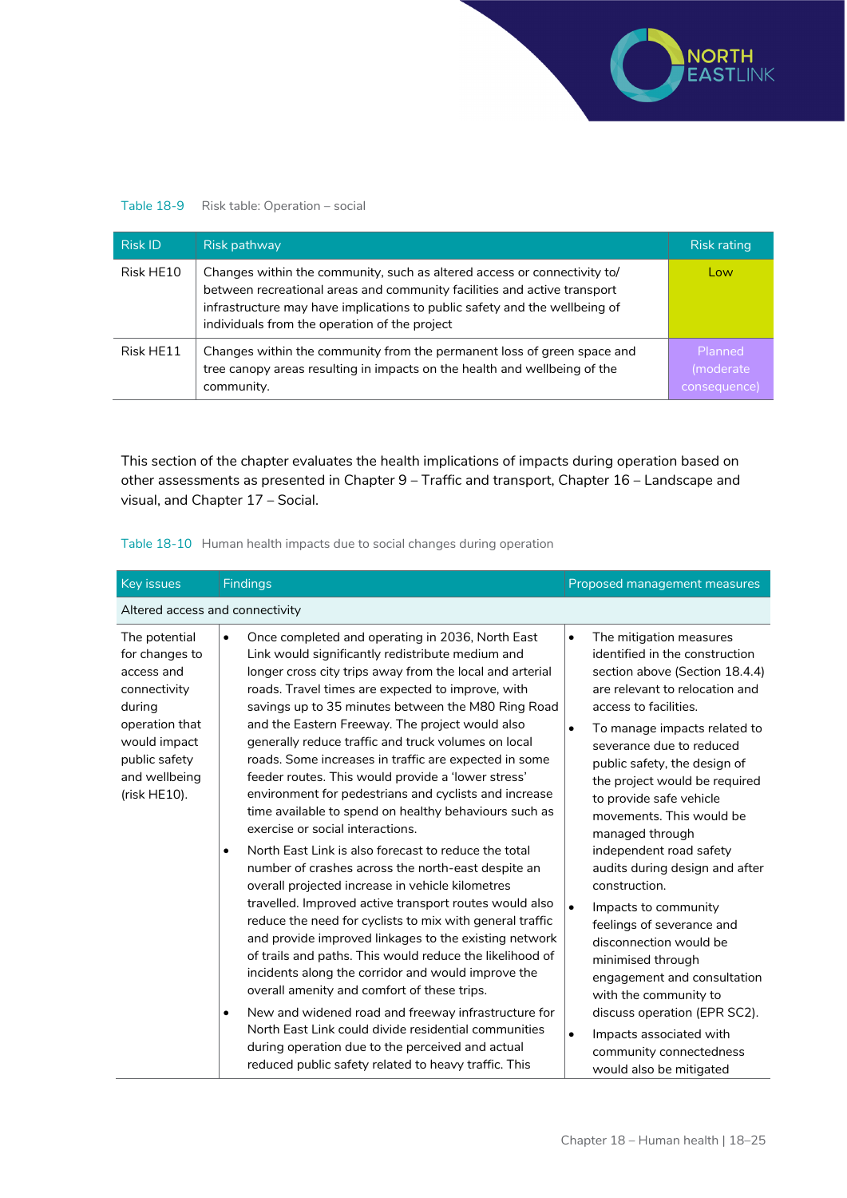Table 18-9 Risk table: Operation – social

| Risk ID | Risk pathway | Risk rating |
|---|---|---|
| Risk HE10 | Changes within the community, such as altered access or connectivity to/ between recreational areas and community facilities and active transport infrastructure may have implications to public safety and the wellbeing of individuals from the operation of the project | Low |
| Risk HE11 | Changes within the community from the permanent loss of green space and tree canopy areas resulting in impacts on the health and wellbeing of the community. | Planned (moderate consequence) |

This section of the chapter evaluates the health implications of impacts during operation based on other assessments as presented in Chapter 9 – Traffic and transport, Chapter 16 – Landscape and visual, and Chapter 17 – Social.

Table 18-10 Human health impacts due to social changes during operation

| Key issues | Findings | Proposed management measures |
|---|---|---|
| Altered access and connectivity | | |
| The potential for changes to access and connectivity during operation that would impact public safety and wellbeing (risk HE10). | • Once completed and operating in 2036, North East Link would significantly redistribute medium and longer cross city trips away from the local and arterial roads. Travel times are expected to improve, with savings up to 35 minutes between the M80 Ring Road and the Eastern Freeway. The project would also generally reduce traffic and truck volumes on local roads. Some increases in traffic are expected in some feeder routes. This would provide a 'lower stress' environment for pedestrians and cyclists and increase time available to spend on healthy behaviours such as exercise or social interactions.<br>• North East Link is also forecast to reduce the total number of crashes across the north-east despite an overall projected increase in vehicle kilometres travelled. Improved active transport routes would also reduce the need for cyclists to mix with general traffic and provide improved linkages to the existing network of trails and paths. This would reduce the likelihood of incidents along the corridor and would improve the overall amenity and comfort of these trips.<br>• New and widened road and freeway infrastructure for North East Link could divide residential communities during operation due to the perceived and actual reduced public safety related to heavy traffic. This | • The mitigation measures identified in the construction section above (Section 18.4.4) are relevant to relocation and access to facilities.<br>• To manage impacts related to severance due to reduced public safety, the design of the project would be required to provide safe vehicle movements. This would be managed through independent road safety audits during design and after construction.<br>• Impacts to community feelings of severance and disconnection would be minimised through engagement and consultation with the community to discuss operation (EPR SC2).<br>• Impacts associated with community connectedness would also be mitigated |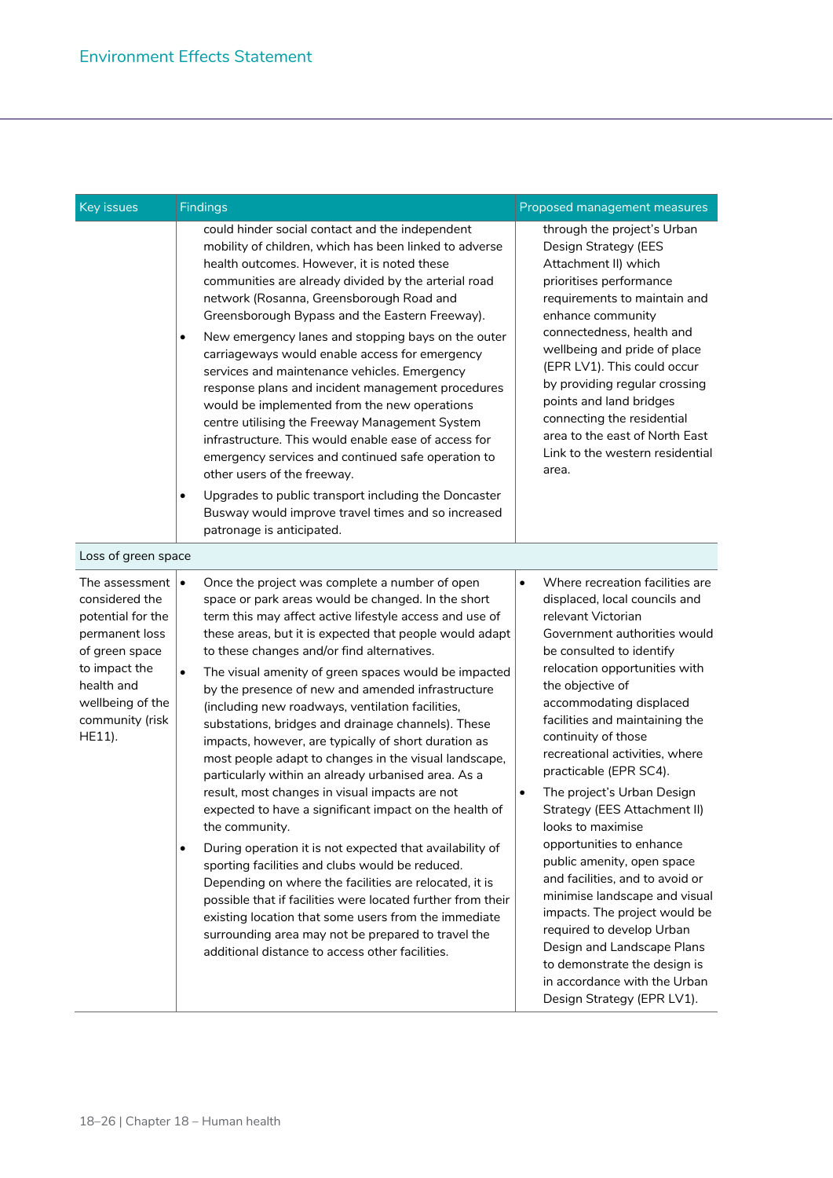| Key issues | Findings | Proposed management measures |
| --- | --- | --- |
| | could hinder social contact and the independent mobility of children, which has been linked to adverse health outcomes. However, it is noted these communities are already divided by the arterial road network (Rosanna, Greensborough Road and Greensborough Bypass and the Eastern Freeway).<br>• New emergency lanes and stopping bays on the outer carriageways would enable access for emergency services and maintenance vehicles. Emergency response plans and incident management procedures would be implemented from the new operations centre utilising the Freeway Management System infrastructure. This would enable ease of access for emergency services and continued safe operation to other users of the freeway.<br>• Upgrades to public transport including the Doncaster Busway would improve travel times and so increased patronage is anticipated. | through the project's Urban Design Strategy (EES Attachment II) which prioritises performance requirements to maintain and enhance community connectedness, health and wellbeing and pride of place (EPR LV1). This could occur by providing regular crossing points and land bridges connecting the residential area to the east of North East Link to the western residential area. |
| **Loss of green space** | | |
| The assessment considered the potential for the permanent loss of green space to impact the health and wellbeing of the community (risk HE11). | • Once the project was complete a number of open space or park areas would be changed. In the short term this may affect active lifestyle access and use of these areas, but it is expected that people would adapt to these changes and/or find alternatives.<br>• The visual amenity of green spaces would be impacted by the presence of new and amended infrastructure (including new roadways, ventilation facilities, substations, bridges and drainage channels). These impacts, however, are typically of short duration as most people adapt to changes in the visual landscape, particularly within an already urbanised area. As a result, most changes in visual impacts are not expected to have a significant impact on the health of the community.<br>• During operation it is not expected that availability of sporting facilities and clubs would be reduced. Depending on where the facilities are relocated, it is possible that if facilities were located further from their existing location that some users from the immediate surrounding area may not be prepared to travel the additional distance to access other facilities. | • Where recreation facilities are displaced, local councils and relevant Victorian Government authorities would be consulted to identify relocation opportunities with the objective of accommodating displaced facilities and maintaining the continuity of those recreational activities, where practicable (EPR SC4).<br>• The project's Urban Design Strategy (EES Attachment II) looks to maximise opportunities to enhance public amenity, open space and facilities, and to avoid or minimise landscape and visual impacts. The project would be required to develop Urban Design and Landscape Plans to demonstrate the design is in accordance with the Urban Design Strategy (EPR LV1). |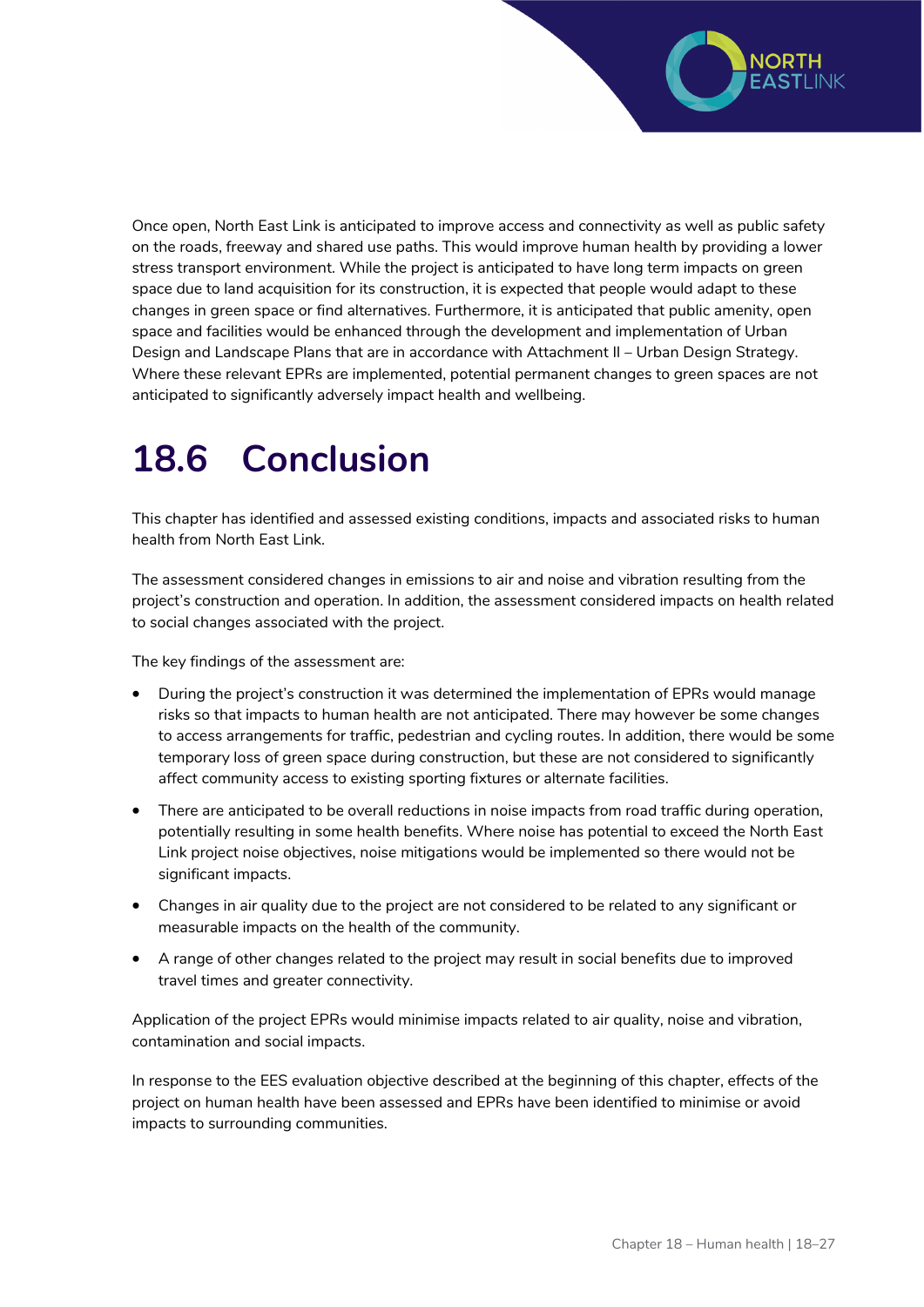Once open, North East Link is anticipated to improve access and connectivity as well as public safety on the roads, freeway and shared use paths. This would improve human health by providing a lower stress transport environment. While the project is anticipated to have long term impacts on green space due to land acquisition for its construction, it is expected that people would adapt to these changes in green space or find alternatives. Furthermore, it is anticipated that public amenity, open space and facilities would be enhanced through the development and implementation of Urban Design and Landscape Plans that are in accordance with Attachment II – Urban Design Strategy. Where these relevant EPRs are implemented, potential permanent changes to green spaces are not anticipated to significantly adversely impact health and wellbeing.

# 18.6 Conclusion

This chapter has identified and assessed existing conditions, impacts and associated risks to human health from North East Link.

The assessment considered changes in emissions to air and noise and vibration resulting from the project's construction and operation. In addition, the assessment considered impacts on health related to social changes associated with the project.

The key findings of the assessment are:

- During the project's construction it was determined the implementation of EPRs would manage risks so that impacts to human health are not anticipated. There may however be some changes to access arrangements for traffic, pedestrian and cycling routes. In addition, there would be some temporary loss of green space during construction, but these are not considered to significantly affect community access to existing sporting fixtures or alternate facilities.
- There are anticipated to be overall reductions in noise impacts from road traffic during operation, potentially resulting in some health benefits. Where noise has potential to exceed the North East Link project noise objectives, noise mitigations would be implemented so there would not be significant impacts.
- Changes in air quality due to the project are not considered to be related to any significant or measurable impacts on the health of the community.
- A range of other changes related to the project may result in social benefits due to improved travel times and greater connectivity.

Application of the project EPRs would minimise impacts related to air quality, noise and vibration, contamination and social impacts.

In response to the EES evaluation objective described at the beginning of this chapter, effects of the project on human health have been assessed and EPRs have been identified to minimise or avoid impacts to surrounding communities.